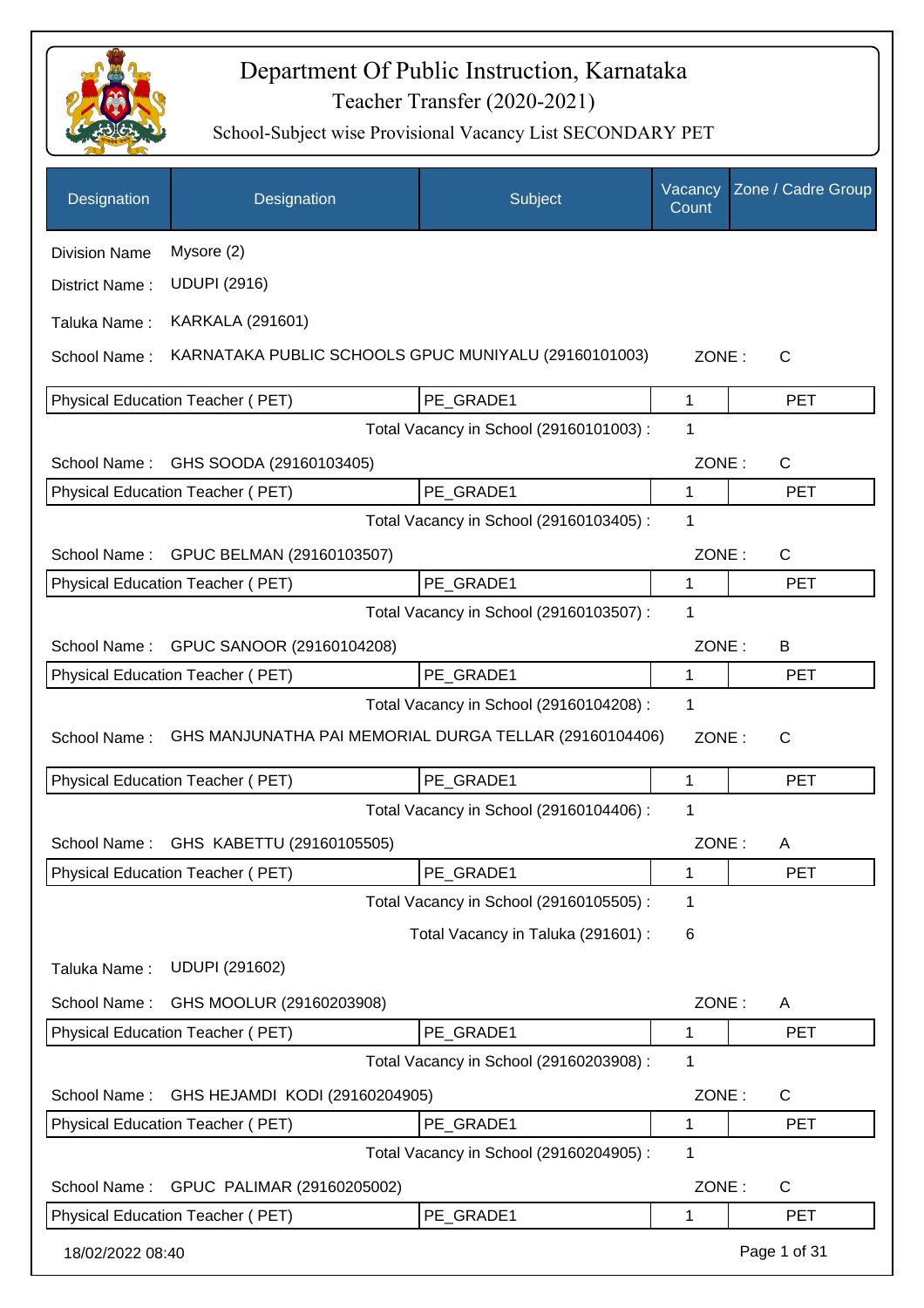# Department Of Public Instruction, Karnataka

## Teacher Transfer (2020-2021)

### School-Subject wise Provisional Vacancy List SECONDARY PET

| Designation | Designation | Subject | Vacancy Count | Zone / Cadre Group |
|---|---|---|---|---|

Division Name : Mysore (2)

District Name : UDUPI (2916)

Taluka Name : KARKALA (291601)

School Name : KARNATAKA PUBLIC SCHOOLS GPUC MUNIYALU (29160101003) ZONE : C

| Physical Education Teacher ( PET) | PE_GRADE1 | 1 | PET |
|---|---|---|---|

Total Vacancy in School (29160101003) : 1

School Name : GHS SOODA (29160103405) ZONE : C

| Physical Education Teacher ( PET) | PE_GRADE1 | 1 | PET |
|---|---|---|---|

Total Vacancy in School (29160103405) : 1

School Name : GPUC BELMAN (29160103507) ZONE : C

| Physical Education Teacher ( PET) | PE_GRADE1 | 1 | PET |
|---|---|---|---|

Total Vacancy in School (29160103507) : 1

School Name : GPUC SANOOR (29160104208) ZONE : B

| Physical Education Teacher ( PET) | PE_GRADE1 | 1 | PET |
|---|---|---|---|

Total Vacancy in School (29160104208) : 1

School Name : GHS MANJUNATHA PAI MEMORIAL DURGA TELLAR (29160104406) ZONE : C

| Physical Education Teacher ( PET) | PE_GRADE1 | 1 | PET |
|---|---|---|---|

Total Vacancy in School (29160104406) : 1

School Name : GHS KABETTU (29160105505) ZONE : A

| Physical Education Teacher ( PET) | PE_GRADE1 | 1 | PET |
|---|---|---|---|

Total Vacancy in School (29160105505) : 1

Total Vacancy in Taluka (291601) : 6

Taluka Name : UDUPI (291602)

School Name : GHS MOOLUR (29160203908) ZONE : A

| Physical Education Teacher ( PET) | PE_GRADE1 | 1 | PET |
|---|---|---|---|

Total Vacancy in School (29160203908) : 1

School Name : GHS HEJAMDI KODI (29160204905) ZONE : C

| Physical Education Teacher ( PET) | PE_GRADE1 | 1 | PET |
|---|---|---|---|

Total Vacancy in School (29160204905) : 1

School Name : GPUC PALIMAR (29160205002) ZONE : C

| Physical Education Teacher ( PET) | PE_GRADE1 | 1 | PET |
|---|---|---|---|

18/02/2022 08:40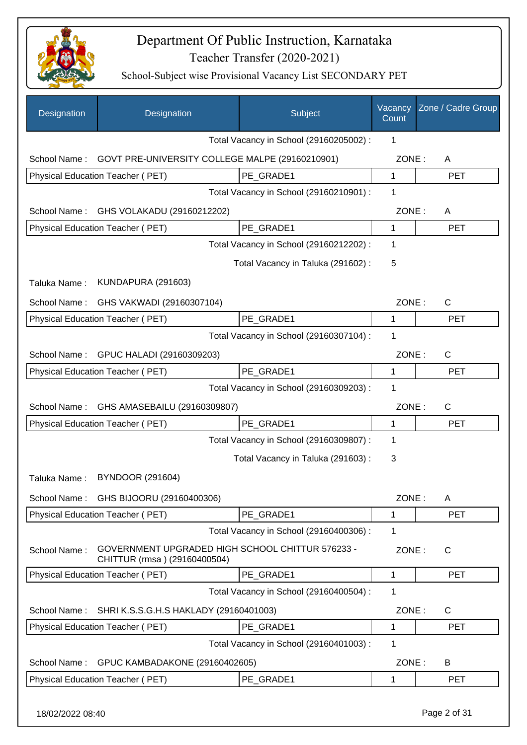# Department Of Public Instruction, Karnataka

Teacher Transfer (2020-2021)

School-Subject wise Provisional Vacancy List SECONDARY PET

| Designation | Designation | Subject | Vacancy Count | Zone / Cadre Group |
|---|---|---|---|---|
| | | Total Vacancy in School (29160205002) : | 1 | |
| School Name : | GOVT PRE-UNIVERSITY COLLEGE MALPE (29160210901) | | ZONE : | A |
| Physical Education Teacher ( PET) | | PE_GRADE1 | 1 | PET |
| | | Total Vacancy in School (29160210901) : | 1 | |
| School Name : | GHS VOLAKADU (29160212202) | | ZONE : | A |
| Physical Education Teacher ( PET) | | PE_GRADE1 | 1 | PET |
| | | Total Vacancy in School (29160212202) : | 1 | |
| | | Total Vacancy in Taluka (291602) : | 5 | |
| Taluka Name : | KUNDAPURA (291603) | | | |
| School Name : | GHS VAKWADI (29160307104) | | ZONE : | C |
| Physical Education Teacher ( PET) | | PE_GRADE1 | 1 | PET |
| | | Total Vacancy in School (29160307104) : | 1 | |
| School Name : | GPUC HALADI (29160309203) | | ZONE : | C |
| Physical Education Teacher ( PET) | | PE_GRADE1 | 1 | PET |
| | | Total Vacancy in School (29160309203) : | 1 | |
| School Name : | GHS AMASEBAILU (29160309807) | | ZONE : | C |
| Physical Education Teacher ( PET) | | PE_GRADE1 | 1 | PET |
| | | Total Vacancy in School (29160309807) : | 1 | |
| | | Total Vacancy in Taluka (291603) : | 3 | |
| Taluka Name : | BYNDOOR (291604) | | | |
| School Name : | GHS BIJOORU (29160400306) | | ZONE : | A |
| Physical Education Teacher ( PET) | | PE_GRADE1 | 1 | PET |
| | | Total Vacancy in School (29160400306) : | 1 | |
| School Name : | GOVERNMENT UPGRADED HIGH SCHOOL CHITTUR 576233 - CHITTUR (rmsa ) (29160400504) | | ZONE : | C |
| Physical Education Teacher ( PET) | | PE_GRADE1 | 1 | PET |
| | | Total Vacancy in School (29160400504) : | 1 | |
| School Name : | SHRI K.S.S.G.H.S HAKLADY (29160401003) | | ZONE : | C |
| Physical Education Teacher ( PET) | | PE_GRADE1 | 1 | PET |
| | | Total Vacancy in School (29160401003) : | 1 | |
| School Name : | GPUC KAMBADAKONE (29160402605) | | ZONE : | B |
| Physical Education Teacher ( PET) | | PE_GRADE1 | 1 | PET |

18/02/2022 08:40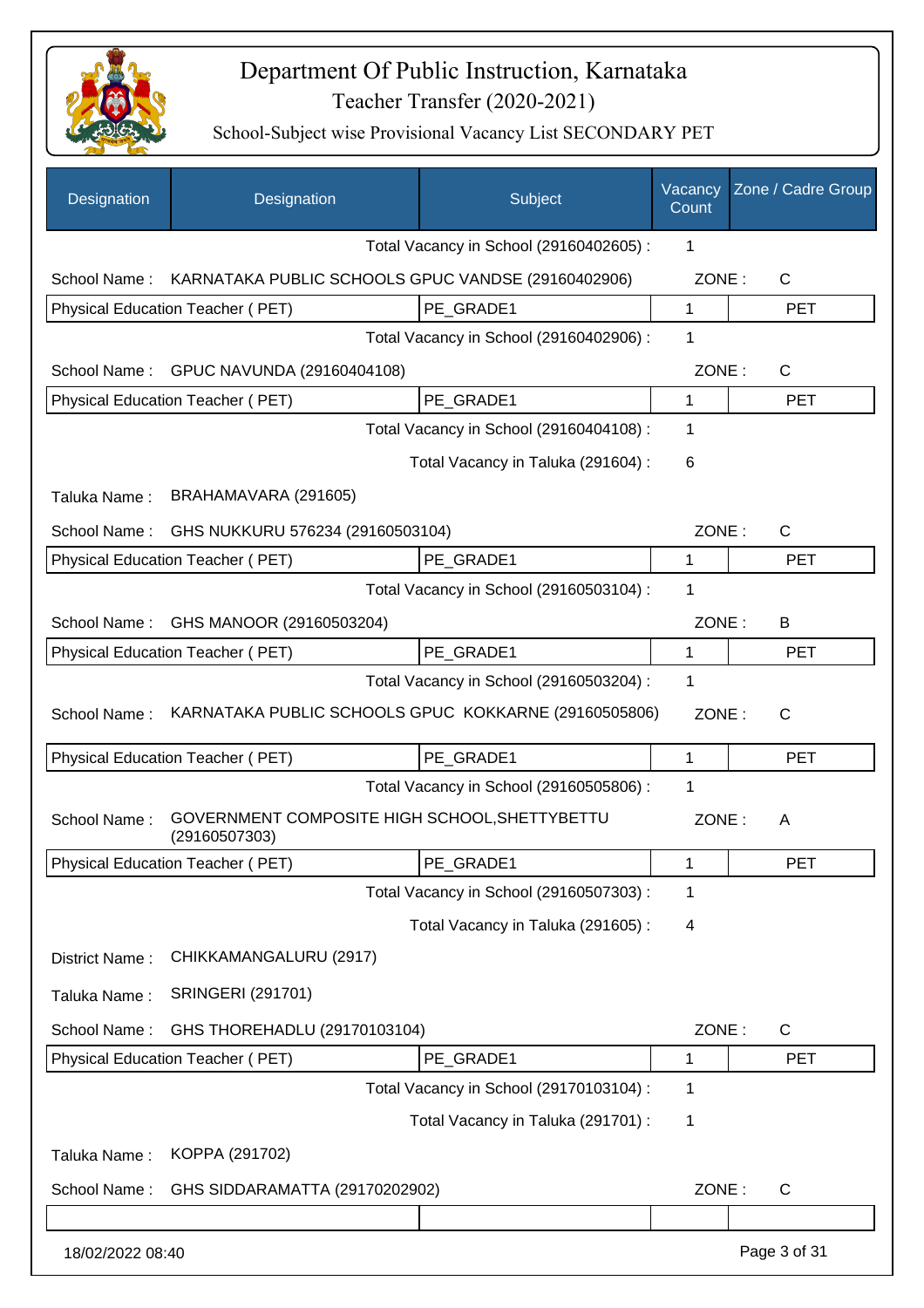# Department Of Public Instruction, Karnataka

Teacher Transfer (2020-2021)

School-Subject wise Provisional Vacancy List SECONDARY PET

| Designation | Designation | Subject | Vacancy Count | Zone / Cadre Group |
|---|---|---|---|---|
| | | Total Vacancy in School (29160402605) : | 1 | |
| School Name : | KARNATAKA PUBLIC SCHOOLS GPUC VANDSE (29160402906) | | ZONE : | C |
| Physical Education Teacher ( PET) | | PE_GRADE1 | 1 | PET |
| | | Total Vacancy in School (29160402906) : | 1 | |
| School Name : | GPUC NAVUNDA (29160404108) | | ZONE : | C |
| Physical Education Teacher ( PET) | | PE_GRADE1 | 1 | PET |
| | | Total Vacancy in School (29160404108) : | 1 | |
| | | Total Vacancy in Taluka (291604) : | 6 | |
| Taluka Name : | BRAHAMAVARA (291605) | | | |
| School Name : | GHS NUKKURU 576234 (29160503104) | | ZONE : | C |
| Physical Education Teacher ( PET) | | PE_GRADE1 | 1 | PET |
| | | Total Vacancy in School (29160503104) : | 1 | |
| School Name : | GHS MANOOR (29160503204) | | ZONE : | B |
| Physical Education Teacher ( PET) | | PE_GRADE1 | 1 | PET |
| | | Total Vacancy in School (29160503204) : | 1 | |
| School Name : | KARNATAKA PUBLIC SCHOOLS GPUC KOKKARNE (29160505806) | | ZONE : | C |
| Physical Education Teacher ( PET) | | PE_GRADE1 | 1 | PET |
| | | Total Vacancy in School (29160505806) : | 1 | |
| School Name : | GOVERNMENT COMPOSITE HIGH SCHOOL,SHETTYBETTU (29160507303) | | ZONE : | A |
| Physical Education Teacher ( PET) | | PE_GRADE1 | 1 | PET |
| | | Total Vacancy in School (29160507303) : | 1 | |
| | | Total Vacancy in Taluka (291605) : | 4 | |
| District Name : | CHIKKAMANGALURU (2917) | | | |
| Taluka Name : | SRINGERI (291701) | | | |
| School Name : | GHS THOREHADLU (29170103104) | | ZONE : | C |
| Physical Education Teacher ( PET) | | PE_GRADE1 | 1 | PET |
| | | Total Vacancy in School (29170103104) : | 1 | |
| | | Total Vacancy in Taluka (291701) : | 1 | |
| Taluka Name : | KOPPA (291702) | | | |
| School Name : | GHS SIDDARAMATTA (29170202902) | | ZONE : | C |

18/02/2022 08:40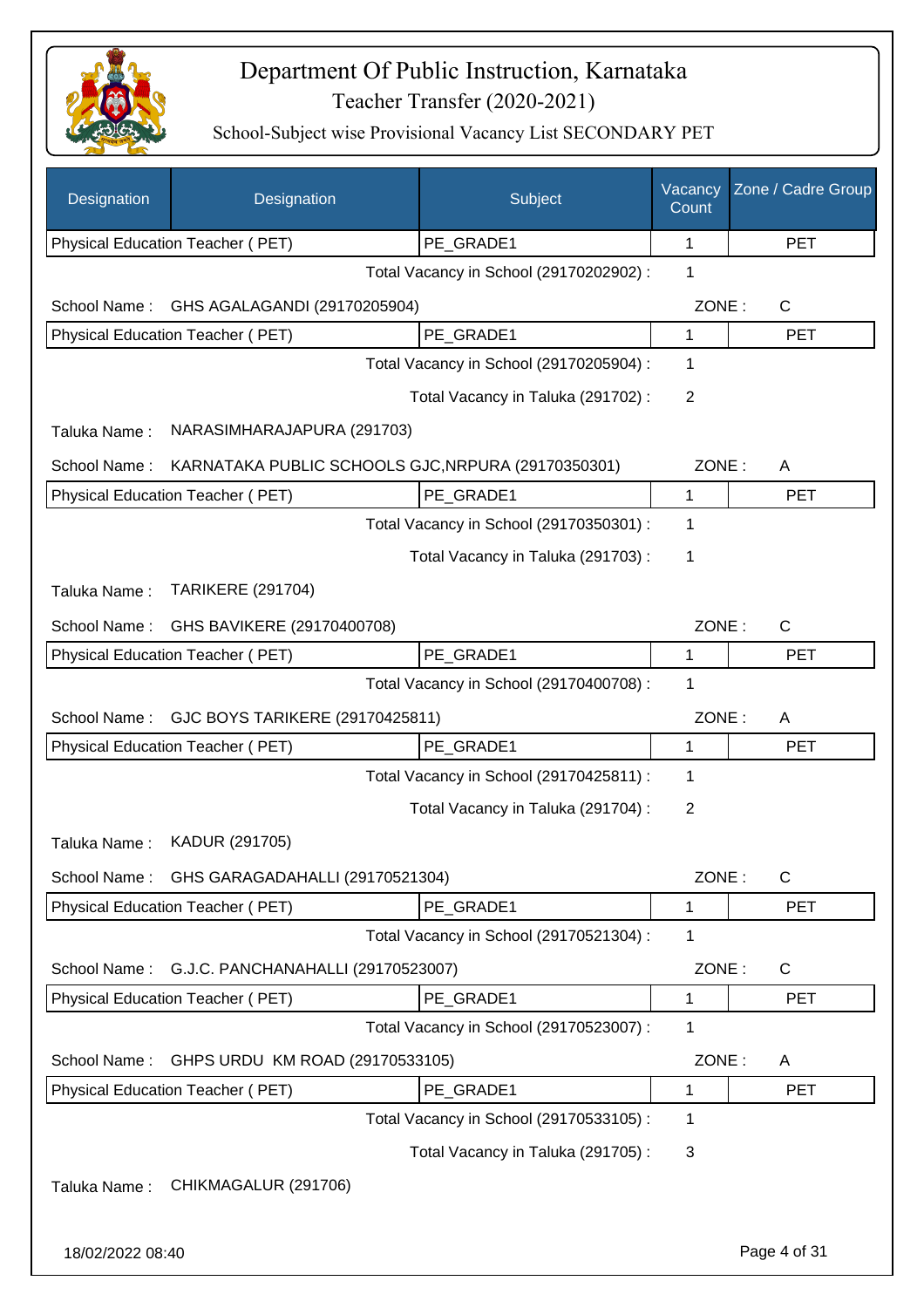# Department Of Public Instruction, Karnataka

## Teacher Transfer (2020-2021)

### School-Subject wise Provisional Vacancy List SECONDARY PET

| Designation | Designation | Subject | Vacancy Count | Zone / Cadre Group |
|---|---|---|---|---|
| Physical Education Teacher ( PET) | | PE_GRADE1 | 1 | PET |

Total Vacancy in School (29170202902) : 1

School Name : GHS AGALAGANDI (29170205904) ZONE : C

| Designation | Subject | Vacancy Count | Zone / Cadre Group |
|---|---|---|---|
| Physical Education Teacher ( PET) | PE_GRADE1 | 1 | PET |

Total Vacancy in School (29170205904) : 1

Total Vacancy in Taluka (291702) : 2

Taluka Name : NARASIMHARAJAPURA (291703)

School Name : KARNATAKA PUBLIC SCHOOLS GJC,NRPURA (29170350301) ZONE : A

| Designation | Subject | Vacancy Count | Zone / Cadre Group |
|---|---|---|---|
| Physical Education Teacher ( PET) | PE_GRADE1 | 1 | PET |

Total Vacancy in School (29170350301) : 1

Total Vacancy in Taluka (291703) : 1

Taluka Name : TARIKERE (291704)

School Name : GHS BAVIKERE (29170400708) ZONE : C

| Designation | Subject | Vacancy Count | Zone / Cadre Group |
|---|---|---|---|
| Physical Education Teacher ( PET) | PE_GRADE1 | 1 | PET |

Total Vacancy in School (29170400708) : 1

School Name : GJC BOYS TARIKERE (29170425811) ZONE : A

| Designation | Subject | Vacancy Count | Zone / Cadre Group |
|---|---|---|---|
| Physical Education Teacher ( PET) | PE_GRADE1 | 1 | PET |

Total Vacancy in School (29170425811) : 1

Total Vacancy in Taluka (291704) : 2

Taluka Name : KADUR (291705)

School Name : GHS GARAGADAHALLI (29170521304) ZONE : C

| Designation | Subject | Vacancy Count | Zone / Cadre Group |
|---|---|---|---|
| Physical Education Teacher ( PET) | PE_GRADE1 | 1 | PET |

Total Vacancy in School (29170521304) : 1

School Name : G.J.C. PANCHANAHALLI (29170523007) ZONE : C

| Designation | Subject | Vacancy Count | Zone / Cadre Group |
|---|---|---|---|
| Physical Education Teacher ( PET) | PE_GRADE1 | 1 | PET |

Total Vacancy in School (29170523007) : 1

School Name : GHPS URDU KM ROAD (29170533105) ZONE : A

| Designation | Subject | Vacancy Count | Zone / Cadre Group |
|---|---|---|---|
| Physical Education Teacher ( PET) | PE_GRADE1 | 1 | PET |

Total Vacancy in School (29170533105) : 1

Total Vacancy in Taluka (291705) : 3

Taluka Name : CHIKMAGALUR (291706)

18/02/2022 08:40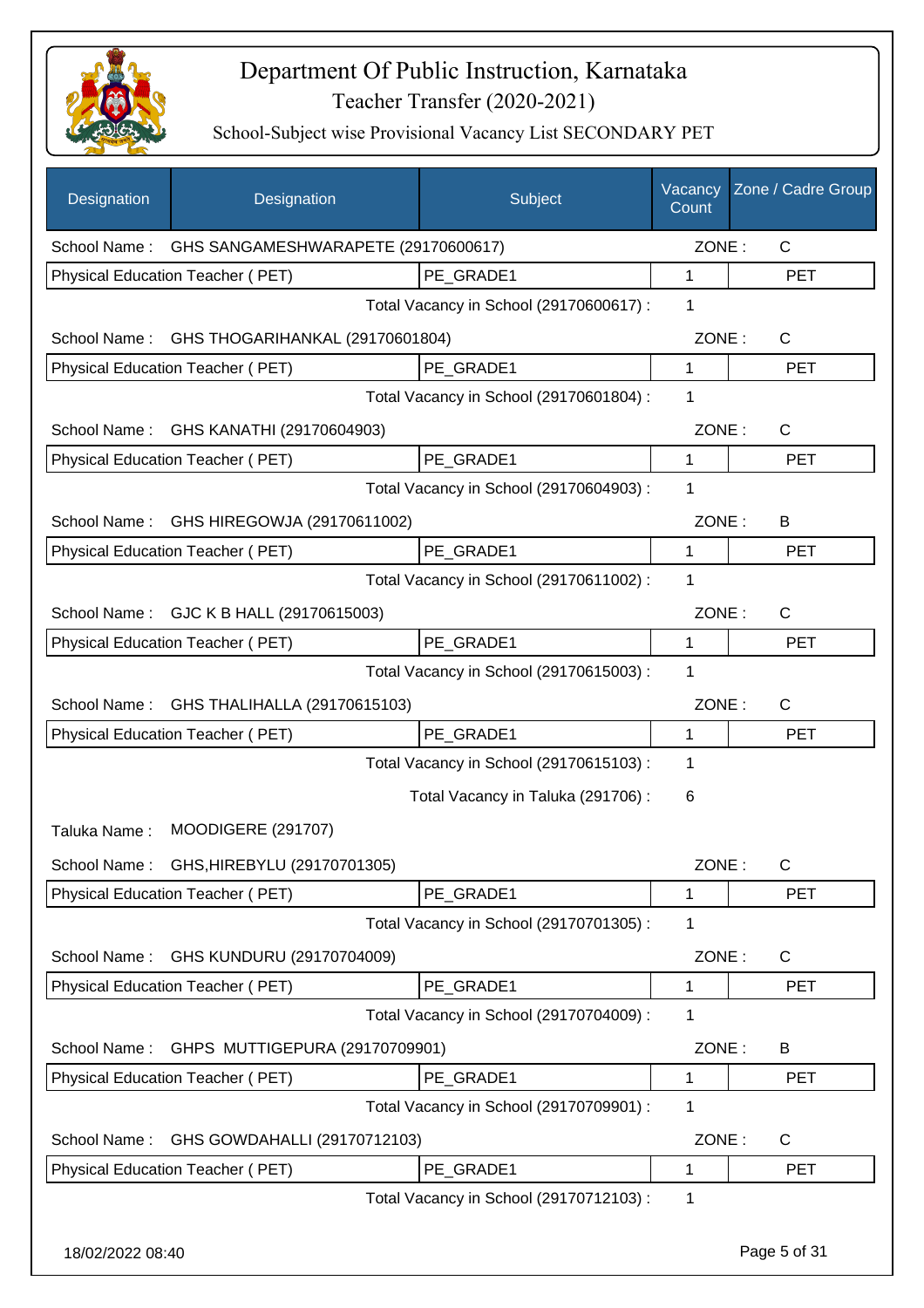# Department Of Public Instruction, Karnataka
## Teacher Transfer (2020-2021)
### School-Subject wise Provisional Vacancy List SECONDARY PET

| Designation | Designation | Subject | Vacancy Count | Zone / Cadre Group |
|---|---|---|---|---|
| School Name : | GHS SANGAMESHWARAPETE (29170600617) | | ZONE : | C |
| Physical Education Teacher ( PET) | | PE_GRADE1 | 1 | PET |
| | | Total Vacancy in School (29170600617) : | 1 | |
| School Name : | GHS THOGARIHANKAL (29170601804) | | ZONE : | C |
| Physical Education Teacher ( PET) | | PE_GRADE1 | 1 | PET |
| | | Total Vacancy in School (29170601804) : | 1 | |
| School Name : | GHS KANATHI (29170604903) | | ZONE : | C |
| Physical Education Teacher ( PET) | | PE_GRADE1 | 1 | PET |
| | | Total Vacancy in School (29170604903) : | 1 | |
| School Name : | GHS HIREGOWJA (29170611002) | | ZONE : | B |
| Physical Education Teacher ( PET) | | PE_GRADE1 | 1 | PET |
| | | Total Vacancy in School (29170611002) : | 1 | |
| School Name : | GJC K B HALL (29170615003) | | ZONE : | C |
| Physical Education Teacher ( PET) | | PE_GRADE1 | 1 | PET |
| | | Total Vacancy in School (29170615003) : | 1 | |
| School Name : | GHS THALIHALLA (29170615103) | | ZONE : | C |
| Physical Education Teacher ( PET) | | PE_GRADE1 | 1 | PET |
| | | Total Vacancy in School (29170615103) : | 1 | |
| | | Total Vacancy in Taluka (291706) : | 6 | |
| Taluka Name : | MOODIGERE (291707) | | | |
| School Name : | GHS,HIREBYLU (29170701305) | | ZONE : | C |
| Physical Education Teacher ( PET) | | PE_GRADE1 | 1 | PET |
| | | Total Vacancy in School (29170701305) : | 1 | |
| School Name : | GHS KUNDURU (29170704009) | | ZONE : | C |
| Physical Education Teacher ( PET) | | PE_GRADE1 | 1 | PET |
| | | Total Vacancy in School (29170704009) : | 1 | |
| School Name : | GHPS MUTTIGEPURA (29170709901) | | ZONE : | B |
| Physical Education Teacher ( PET) | | PE_GRADE1 | 1 | PET |
| | | Total Vacancy in School (29170709901) : | 1 | |
| School Name : | GHS GOWDAHALLI (29170712103) | | ZONE : | C |
| Physical Education Teacher ( PET) | | PE_GRADE1 | 1 | PET |
| | | Total Vacancy in School (29170712103) : | 1 | |

18/02/2022 08:40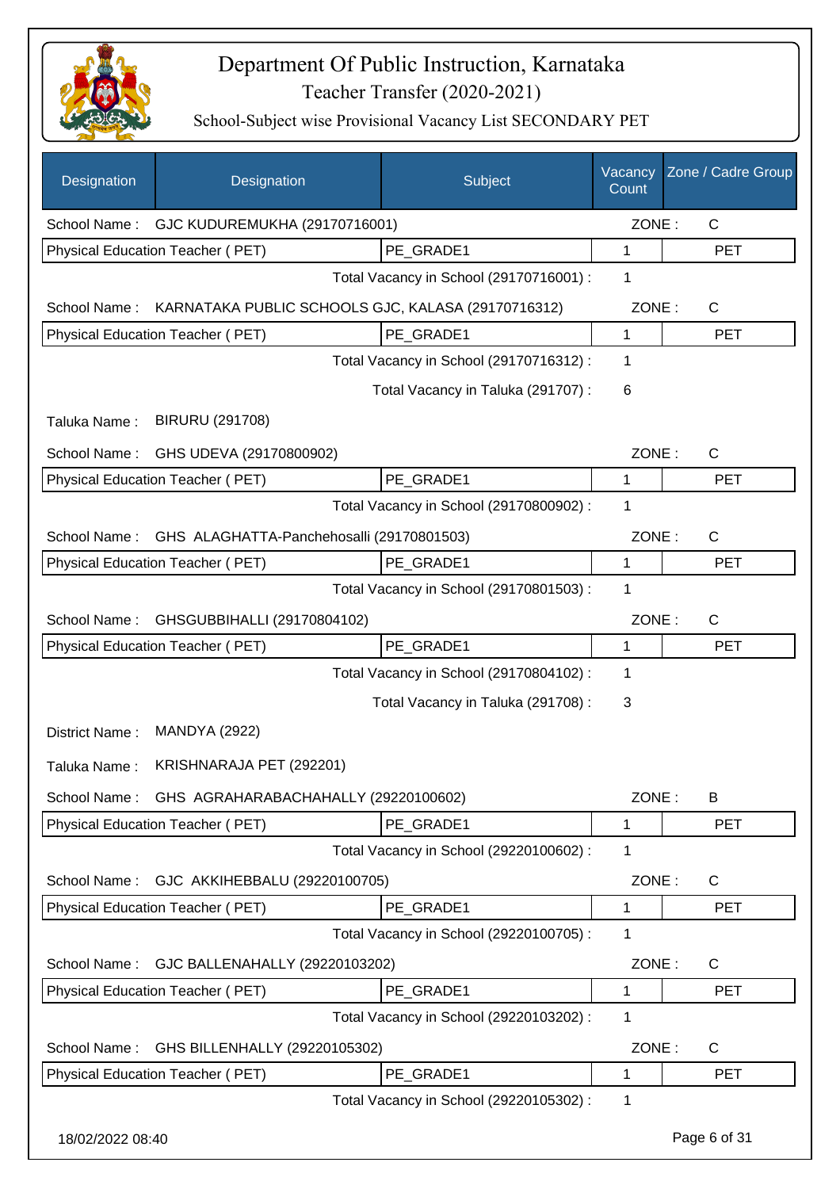# Department Of Public Instruction, Karnataka

Teacher Transfer (2020-2021)

School-Subject wise Provisional Vacancy List SECONDARY PET

| Designation | Designation | Subject | Vacancy Count | Zone / Cadre Group |
|---|---|---|---|---|
| School Name : | GJC KUDUREMUKHA (29170716001) | | ZONE : | C |
| Physical Education Teacher ( PET) | | PE_GRADE1 | 1 | PET |
| | | Total Vacancy in School (29170716001) : | 1 | |
| School Name : | KARNATAKA PUBLIC SCHOOLS GJC, KALASA (29170716312) | | ZONE : | C |
| Physical Education Teacher ( PET) | | PE_GRADE1 | 1 | PET |
| | | Total Vacancy in School (29170716312) : | 1 | |
| | | Total Vacancy in Taluka (291707) : | 6 | |
| Taluka Name : | BIRURU (291708) | | | |
| School Name : | GHS UDEVA (29170800902) | | ZONE : | C |
| Physical Education Teacher ( PET) | | PE_GRADE1 | 1 | PET |
| | | Total Vacancy in School (29170800902) : | 1 | |
| School Name : | GHS ALAGHATTA-Panchehosalli (29170801503) | | ZONE : | C |
| Physical Education Teacher ( PET) | | PE_GRADE1 | 1 | PET |
| | | Total Vacancy in School (29170801503) : | 1 | |
| School Name : | GHSGUBBIHALLI (29170804102) | | ZONE : | C |
| Physical Education Teacher ( PET) | | PE_GRADE1 | 1 | PET |
| | | Total Vacancy in School (29170804102) : | 1 | |
| | | Total Vacancy in Taluka (291708) : | 3 | |
| District Name : | MANDYA (2922) | | | |
| Taluka Name : | KRISHNARAJA PET (292201) | | | |
| School Name : | GHS AGRAHARABACHAHALLY (29220100602) | | ZONE : | B |
| Physical Education Teacher ( PET) | | PE_GRADE1 | 1 | PET |
| | | Total Vacancy in School (29220100602) : | 1 | |
| School Name : | GJC AKKIHEBBALU (29220100705) | | ZONE : | C |
| Physical Education Teacher ( PET) | | PE_GRADE1 | 1 | PET |
| | | Total Vacancy in School (29220100705) : | 1 | |
| School Name : | GJC BALLENAHALLY (29220103202) | | ZONE : | C |
| Physical Education Teacher ( PET) | | PE_GRADE1 | 1 | PET |
| | | Total Vacancy in School (29220103202) : | 1 | |
| School Name : | GHS BILLENHALLY (29220105302) | | ZONE : | C |
| Physical Education Teacher ( PET) | | PE_GRADE1 | 1 | PET |
| | | Total Vacancy in School (29220105302) : | 1 | |

18/02/2022 08:40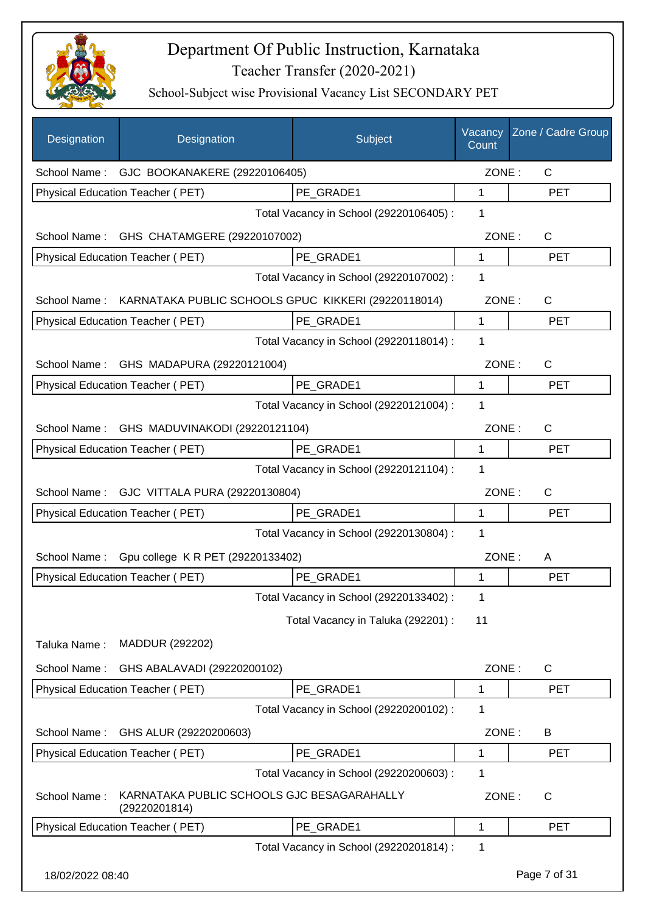# Department Of Public Instruction, Karnataka

## Teacher Transfer (2020-2021)

### School-Subject wise Provisional Vacancy List SECONDARY PET

| Designation | Designation | Subject | Vacancy Count | Zone / Cadre Group |
|---|---|---|---|---|
| School Name : | GJC BOOKANAKERE (29220106405) | | ZONE : | C |
| Physical Education Teacher ( PET) | | PE_GRADE1 | 1 | PET |
| | | Total Vacancy in School (29220106405) : | 1 | |
| School Name : | GHS CHATAMGERE (29220107002) | | ZONE : | C |
| Physical Education Teacher ( PET) | | PE_GRADE1 | 1 | PET |
| | | Total Vacancy in School (29220107002) : | 1 | |
| School Name : | KARNATAKA PUBLIC SCHOOLS GPUC KIKKERI (29220118014) | | ZONE : | C |
| Physical Education Teacher ( PET) | | PE_GRADE1 | 1 | PET |
| | | Total Vacancy in School (29220118014) : | 1 | |
| School Name : | GHS MADAPURA (29220121004) | | ZONE : | C |
| Physical Education Teacher ( PET) | | PE_GRADE1 | 1 | PET |
| | | Total Vacancy in School (29220121004) : | 1 | |
| School Name : | GHS MADUVINAKODI (29220121104) | | ZONE : | C |
| Physical Education Teacher ( PET) | | PE_GRADE1 | 1 | PET |
| | | Total Vacancy in School (29220121104) : | 1 | |
| School Name : | GJC VITTALA PURA (29220130804) | | ZONE : | C |
| Physical Education Teacher ( PET) | | PE_GRADE1 | 1 | PET |
| | | Total Vacancy in School (29220130804) : | 1 | |
| School Name : | Gpu college K R PET (29220133402) | | ZONE : | A |
| Physical Education Teacher ( PET) | | PE_GRADE1 | 1 | PET |
| | | Total Vacancy in School (29220133402) : | 1 | |
| | | Total Vacancy in Taluka (292201) : | 11 | |
| Taluka Name : | MADDUR (292202) | | | |
| School Name : | GHS ABALAVADI (29220200102) | | ZONE : | C |
| Physical Education Teacher ( PET) | | PE_GRADE1 | 1 | PET |
| | | Total Vacancy in School (29220200102) : | 1 | |
| School Name : | GHS ALUR (29220200603) | | ZONE : | B |
| Physical Education Teacher ( PET) | | PE_GRADE1 | 1 | PET |
| | | Total Vacancy in School (29220200603) : | 1 | |
| School Name : | KARNATAKA PUBLIC SCHOOLS GJC BESAGARAHALLY (29220201814) | | ZONE : | C |
| Physical Education Teacher ( PET) | | PE_GRADE1 | 1 | PET |
| | | Total Vacancy in School (29220201814) : | 1 | |

18/02/2022 08:40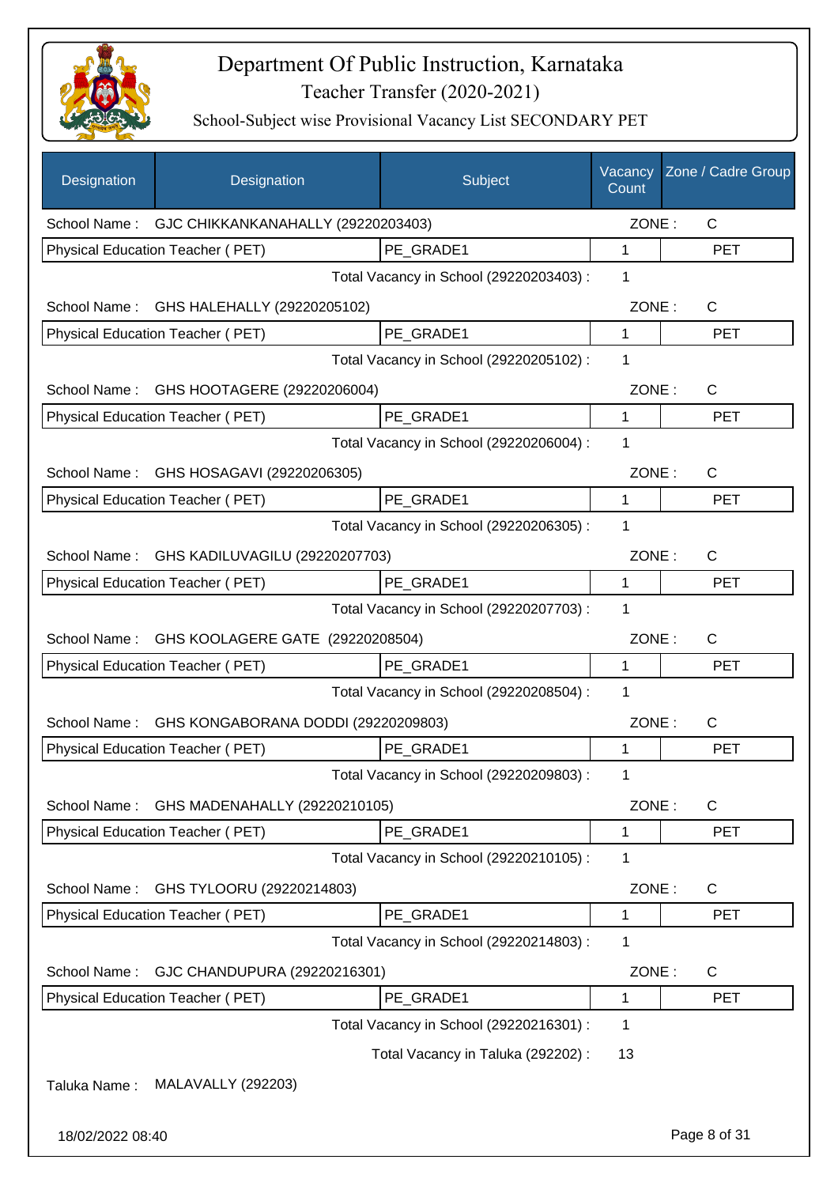# Department Of Public Instruction, Karnataka

## Teacher Transfer (2020-2021)

### School-Subject wise Provisional Vacancy List SECONDARY PET

| Designation | Designation | Subject | Vacancy Count | Zone / Cadre Group |
|---|---|---|---|---|
| School Name : | GJC CHIKKANKANAHALLY (29220203403) | | ZONE : | C |
| Physical Education Teacher ( PET) | | PE_GRADE1 | 1 | PET |
| | | Total Vacancy in School (29220203403) : | 1 | |
| School Name : | GHS HALEHALLY (29220205102) | | ZONE : | C |
| Physical Education Teacher ( PET) | | PE_GRADE1 | 1 | PET |
| | | Total Vacancy in School (29220205102) : | 1 | |
| School Name : | GHS HOOTAGERE (29220206004) | | ZONE : | C |
| Physical Education Teacher ( PET) | | PE_GRADE1 | 1 | PET |
| | | Total Vacancy in School (29220206004) : | 1 | |
| School Name : | GHS HOSAGAVI (29220206305) | | ZONE : | C |
| Physical Education Teacher ( PET) | | PE_GRADE1 | 1 | PET |
| | | Total Vacancy in School (29220206305) : | 1 | |
| School Name : | GHS KADILUVAGILU (29220207703) | | ZONE : | C |
| Physical Education Teacher ( PET) | | PE_GRADE1 | 1 | PET |
| | | Total Vacancy in School (29220207703) : | 1 | |
| School Name : | GHS KOOLAGERE GATE (29220208504) | | ZONE : | C |
| Physical Education Teacher ( PET) | | PE_GRADE1 | 1 | PET |
| | | Total Vacancy in School (29220208504) : | 1 | |
| School Name : | GHS KONGABORANA DODDI (29220209803) | | ZONE : | C |
| Physical Education Teacher ( PET) | | PE_GRADE1 | 1 | PET |
| | | Total Vacancy in School (29220209803) : | 1 | |
| School Name : | GHS MADENAHALLY (29220210105) | | ZONE : | C |
| Physical Education Teacher ( PET) | | PE_GRADE1 | 1 | PET |
| | | Total Vacancy in School (29220210105) : | 1 | |
| School Name : | GHS TYLOORU (29220214803) | | ZONE : | C |
| Physical Education Teacher ( PET) | | PE_GRADE1 | 1 | PET |
| | | Total Vacancy in School (29220214803) : | 1 | |
| School Name : | GJC CHANDUPURA (29220216301) | | ZONE : | C |
| Physical Education Teacher ( PET) | | PE_GRADE1 | 1 | PET |
| | | Total Vacancy in School (29220216301) : | 1 | |
| | | Total Vacancy in Taluka (292202) : | 13 | |

Taluka Name : MALAVALLY (292203)

18/02/2022 08:40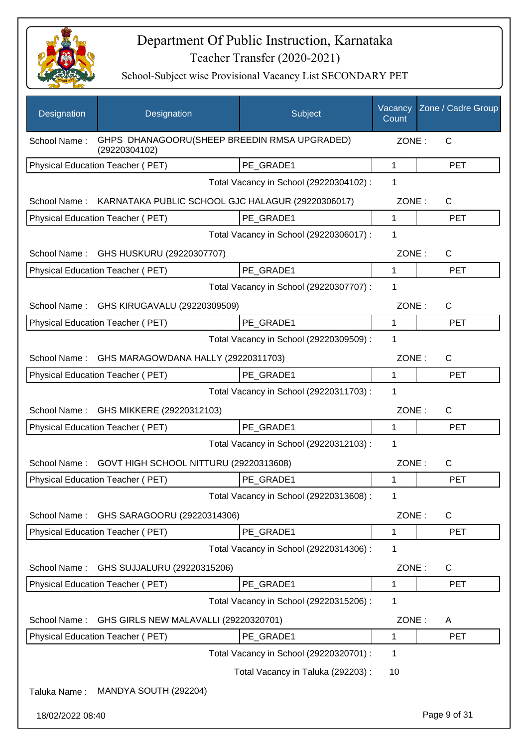# Department Of Public Instruction, Karnataka

## Teacher Transfer (2020-2021)

### School-Subject wise Provisional Vacancy List SECONDARY PET

| Designation | Designation | Subject | Vacancy Count | Zone / Cadre Group |
|---|---|---|---|---|
| School Name : | GHPS DHANAGOORU(SHEEP BREEDIN RMSA UPGRADED) (29220304102) | | ZONE : | C |
| Physical Education Teacher ( PET) | | PE_GRADE1 | 1 | PET |
| | | Total Vacancy in School (29220304102) : | 1 | |
| School Name : | KARNATAKA PUBLIC SCHOOL GJC HALAGUR (29220306017) | | ZONE : | C |
| Physical Education Teacher ( PET) | | PE_GRADE1 | 1 | PET |
| | | Total Vacancy in School (29220306017) : | 1 | |
| School Name : | GHS HUSKURU (29220307707) | | ZONE : | C |
| Physical Education Teacher ( PET) | | PE_GRADE1 | 1 | PET |
| | | Total Vacancy in School (29220307707) : | 1 | |
| School Name : | GHS KIRUGAVALU (29220309509) | | ZONE : | C |
| Physical Education Teacher ( PET) | | PE_GRADE1 | 1 | PET |
| | | Total Vacancy in School (29220309509) : | 1 | |
| School Name : | GHS MARAGOWDANA HALLY (29220311703) | | ZONE : | C |
| Physical Education Teacher ( PET) | | PE_GRADE1 | 1 | PET |
| | | Total Vacancy in School (29220311703) : | 1 | |
| School Name : | GHS MIKKERE (29220312103) | | ZONE : | C |
| Physical Education Teacher ( PET) | | PE_GRADE1 | 1 | PET |
| | | Total Vacancy in School (29220312103) : | 1 | |
| School Name : | GOVT HIGH SCHOOL NITTURU (29220313608) | | ZONE : | C |
| Physical Education Teacher ( PET) | | PE_GRADE1 | 1 | PET |
| | | Total Vacancy in School (29220313608) : | 1 | |
| School Name : | GHS SARAGOORU (29220314306) | | ZONE : | C |
| Physical Education Teacher ( PET) | | PE_GRADE1 | 1 | PET |
| | | Total Vacancy in School (29220314306) : | 1 | |
| School Name : | GHS SUJJALURU (29220315206) | | ZONE : | C |
| Physical Education Teacher ( PET) | | PE_GRADE1 | 1 | PET |
| | | Total Vacancy in School (29220315206) : | 1 | |
| School Name : | GHS GIRLS NEW MALAVALLI (29220320701) | | ZONE : | A |
| Physical Education Teacher ( PET) | | PE_GRADE1 | 1 | PET |
| | | Total Vacancy in School (29220320701) : | 1 | |
| | | Total Vacancy in Taluka (292203) : | 10 | |

Taluka Name : MANDYA SOUTH (292204)

18/02/2022 08:40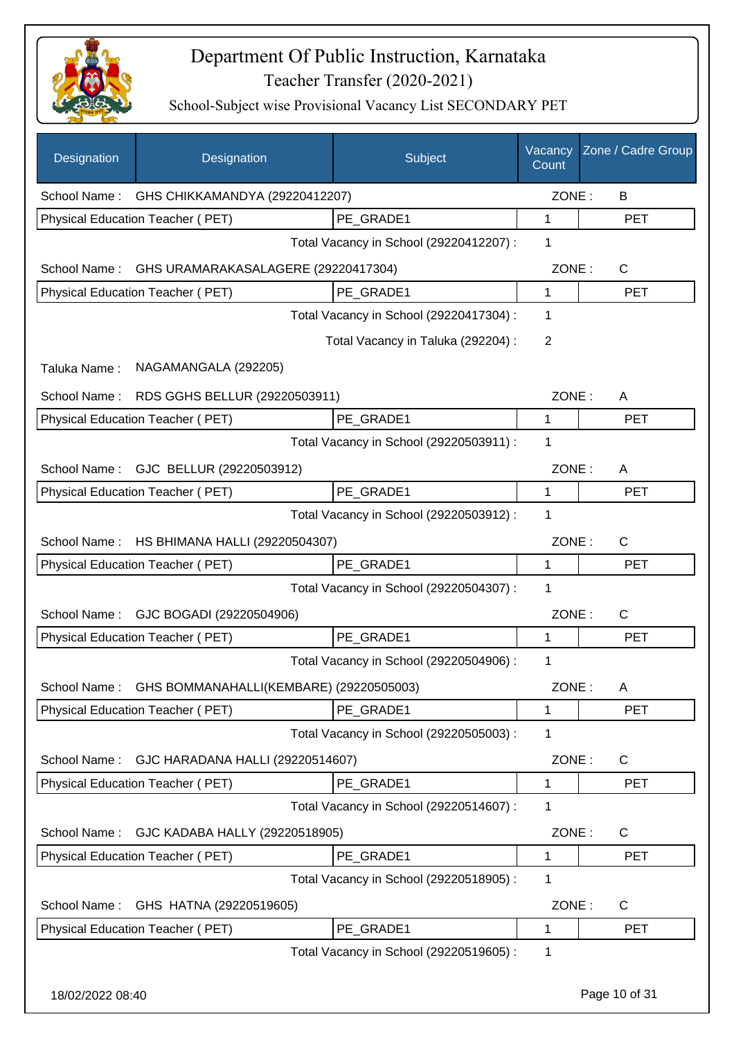# Department Of Public Instruction, Karnataka

## Teacher Transfer (2020-2021)

### School-Subject wise Provisional Vacancy List SECONDARY PET

| Designation | Designation | Subject | Vacancy Count | Zone / Cadre Group |
|---|---|---|---|---|
| School Name : | GHS CHIKKAMANDYA (29220412207) | | ZONE : | B |
| Physical Education Teacher ( PET) | | PE_GRADE1 | 1 | PET |
| | | Total Vacancy in School (29220412207) : | 1 | |
| School Name : | GHS URAMARAKASALAGERE (29220417304) | | ZONE : | C |
| Physical Education Teacher ( PET) | | PE_GRADE1 | 1 | PET |
| | | Total Vacancy in School (29220417304) : | 1 | |
| | | Total Vacancy in Taluka (292204) : | 2 | |
| Taluka Name : | NAGAMANGALA (292205) | | | |
| School Name : | RDS GGHS BELLUR (29220503911) | | ZONE : | A |
| Physical Education Teacher ( PET) | | PE_GRADE1 | 1 | PET |
| | | Total Vacancy in School (29220503911) : | 1 | |
| School Name : | GJC BELLUR (29220503912) | | ZONE : | A |
| Physical Education Teacher ( PET) | | PE_GRADE1 | 1 | PET |
| | | Total Vacancy in School (29220503912) : | 1 | |
| School Name : | HS BHIMANA HALLI (29220504307) | | ZONE : | C |
| Physical Education Teacher ( PET) | | PE_GRADE1 | 1 | PET |
| | | Total Vacancy in School (29220504307) : | 1 | |
| School Name : | GJC BOGADI (29220504906) | | ZONE : | C |
| Physical Education Teacher ( PET) | | PE_GRADE1 | 1 | PET |
| | | Total Vacancy in School (29220504906) : | 1 | |
| School Name : | GHS BOMMANAHALLI(KEMBARE) (29220505003) | | ZONE : | A |
| Physical Education Teacher ( PET) | | PE_GRADE1 | 1 | PET |
| | | Total Vacancy in School (29220505003) : | 1 | |
| School Name : | GJC HARADANA HALLI (29220514607) | | ZONE : | C |
| Physical Education Teacher ( PET) | | PE_GRADE1 | 1 | PET |
| | | Total Vacancy in School (29220514607) : | 1 | |
| School Name : | GJC KADABA HALLY (29220518905) | | ZONE : | C |
| Physical Education Teacher ( PET) | | PE_GRADE1 | 1 | PET |
| | | Total Vacancy in School (29220518905) : | 1 | |
| School Name : | GHS HATNA (29220519605) | | ZONE : | C |
| Physical Education Teacher ( PET) | | PE_GRADE1 | 1 | PET |
| | | Total Vacancy in School (29220519605) : | 1 | |

18/02/2022 08:40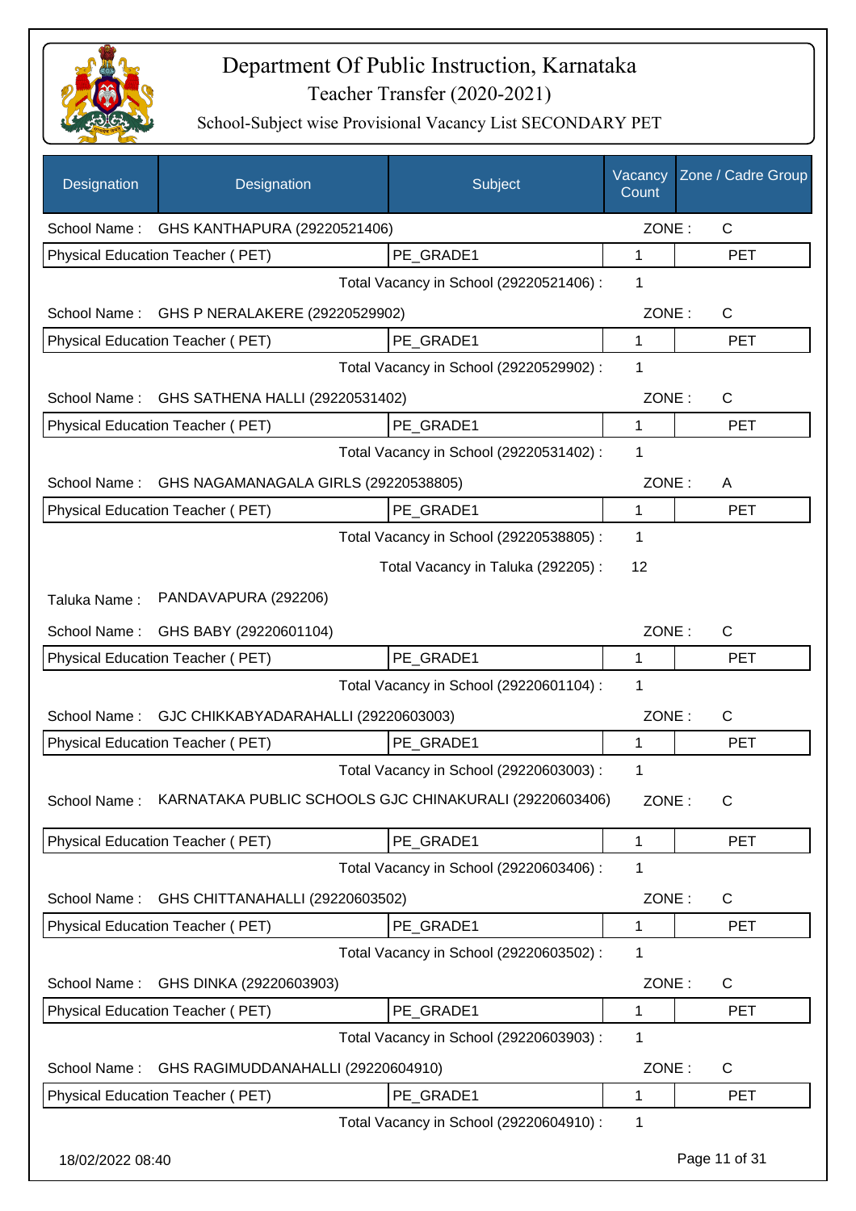# Department Of Public Instruction, Karnataka

## Teacher Transfer (2020-2021)

### School-Subject wise Provisional Vacancy List SECONDARY PET

| Designation | Designation | Subject | Vacancy Count | Zone / Cadre Group |
|---|---|---|---|---|
| School Name : | GHS KANTHAPURA (29220521406) | | ZONE : | C |
| Physical Education Teacher ( PET) | | PE_GRADE1 | 1 | PET |
| | | Total Vacancy in School (29220521406) : | 1 | |
| School Name : | GHS P NERALAKERE (29220529902) | | ZONE : | C |
| Physical Education Teacher ( PET) | | PE_GRADE1 | 1 | PET |
| | | Total Vacancy in School (29220529902) : | 1 | |
| School Name : | GHS SATHENA HALLI (29220531402) | | ZONE : | C |
| Physical Education Teacher ( PET) | | PE_GRADE1 | 1 | PET |
| | | Total Vacancy in School (29220531402) : | 1 | |
| School Name : | GHS NAGAMANAGALA GIRLS (29220538805) | | ZONE : | A |
| Physical Education Teacher ( PET) | | PE_GRADE1 | 1 | PET |
| | | Total Vacancy in School (29220538805) : | 1 | |
| | | Total Vacancy in Taluka (292205) : | 12 | |
| Taluka Name : | PANDAVAPURA (292206) | | | |
| School Name : | GHS BABY (29220601104) | | ZONE : | C |
| Physical Education Teacher ( PET) | | PE_GRADE1 | 1 | PET |
| | | Total Vacancy in School (29220601104) : | 1 | |
| School Name : | GJC CHIKKABYADARAHALLI (29220603003) | | ZONE : | C |
| Physical Education Teacher ( PET) | | PE_GRADE1 | 1 | PET |
| | | Total Vacancy in School (29220603003) : | 1 | |
| School Name : | KARNATAKA PUBLIC SCHOOLS GJC CHINAKURALI (29220603406) | | ZONE : | C |
| Physical Education Teacher ( PET) | | PE_GRADE1 | 1 | PET |
| | | Total Vacancy in School (29220603406) : | 1 | |
| School Name : | GHS CHITTANAHALLI (29220603502) | | ZONE : | C |
| Physical Education Teacher ( PET) | | PE_GRADE1 | 1 | PET |
| | | Total Vacancy in School (29220603502) : | 1 | |
| School Name : | GHS DINKA (29220603903) | | ZONE : | C |
| Physical Education Teacher ( PET) | | PE_GRADE1 | 1 | PET |
| | | Total Vacancy in School (29220603903) : | 1 | |
| School Name : | GHS RAGIMUDDANAHALLI (29220604910) | | ZONE : | C |
| Physical Education Teacher ( PET) | | PE_GRADE1 | 1 | PET |
| | | Total Vacancy in School (29220604910) : | 1 | |

18/02/2022 08:40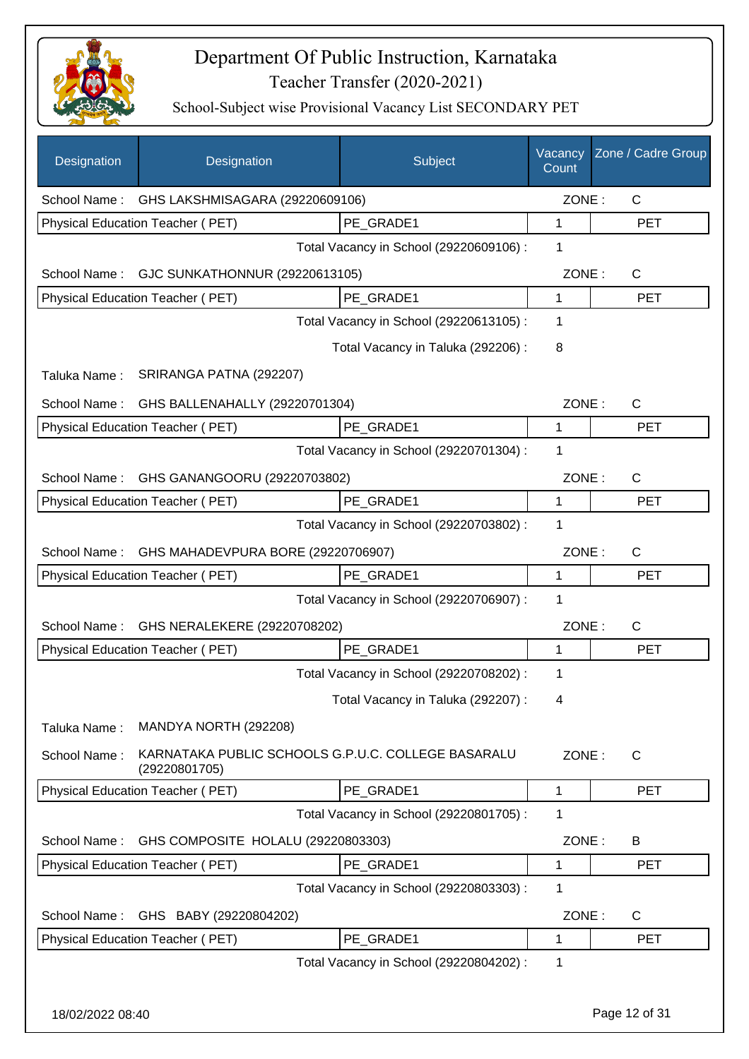# Department Of Public Instruction, Karnataka

## Teacher Transfer (2020-2021)

### School-Subject wise Provisional Vacancy List SECONDARY PET

| Designation | Designation | Subject | Vacancy Count | Zone / Cadre Group |
|---|---|---|---|---|
| School Name : | GHS LAKSHMISAGARA (29220609106) | | ZONE : | C |
| Physical Education Teacher ( PET) | | PE_GRADE1 | 1 | PET |
| | | Total Vacancy in School (29220609106) : | 1 | |
| School Name : | GJC SUNKATHONNUR (29220613105) | | ZONE : | C |
| Physical Education Teacher ( PET) | | PE_GRADE1 | 1 | PET |
| | | Total Vacancy in School (29220613105) : | 1 | |
| | | Total Vacancy in Taluka (292206) : | 8 | |
| Taluka Name : | SRIRANGA PATNA (292207) | | | |
| School Name : | GHS BALLENAHALLY (29220701304) | | ZONE : | C |
| Physical Education Teacher ( PET) | | PE_GRADE1 | 1 | PET |
| | | Total Vacancy in School (29220701304) : | 1 | |
| School Name : | GHS GANANGOORU (29220703802) | | ZONE : | C |
| Physical Education Teacher ( PET) | | PE_GRADE1 | 1 | PET |
| | | Total Vacancy in School (29220703802) : | 1 | |
| School Name : | GHS MAHADEVPURA BORE (29220706907) | | ZONE : | C |
| Physical Education Teacher ( PET) | | PE_GRADE1 | 1 | PET |
| | | Total Vacancy in School (29220706907) : | 1 | |
| School Name : | GHS NERALEKERE (29220708202) | | ZONE : | C |
| Physical Education Teacher ( PET) | | PE_GRADE1 | 1 | PET |
| | | Total Vacancy in School (29220708202) : | 1 | |
| | | Total Vacancy in Taluka (292207) : | 4 | |
| Taluka Name : | MANDYA NORTH (292208) | | | |
| School Name : | KARNATAKA PUBLIC SCHOOLS G.P.U.C. COLLEGE BASARALU (29220801705) | | ZONE : | C |
| Physical Education Teacher ( PET) | | PE_GRADE1 | 1 | PET |
| | | Total Vacancy in School (29220801705) : | 1 | |
| School Name : | GHS COMPOSITE HOLALU (29220803303) | | ZONE : | B |
| Physical Education Teacher ( PET) | | PE_GRADE1 | 1 | PET |
| | | Total Vacancy in School (29220803303) : | 1 | |
| School Name : | GHS BABY (29220804202) | | ZONE : | C |
| Physical Education Teacher ( PET) | | PE_GRADE1 | 1 | PET |
| | | Total Vacancy in School (29220804202) : | 1 | |

18/02/2022 08:40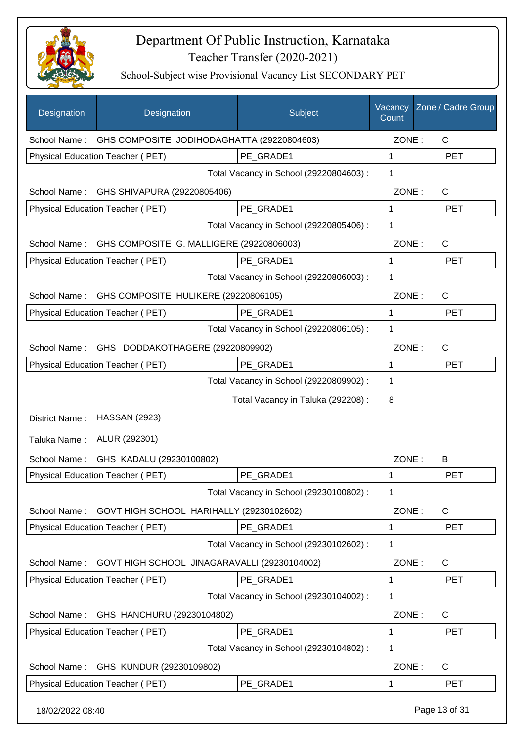# Department Of Public Instruction, Karnataka

## Teacher Transfer (2020-2021)

### School-Subject wise Provisional Vacancy List SECONDARY PET

| Designation | Designation | Subject | Vacancy Count | Zone / Cadre Group |
|---|---|---|---|---|

School Name : GHS COMPOSITE JODIHODAGHATTA (29220804603) ZONE : C

| Physical Education Teacher ( PET) | PE_GRADE1 | 1 | PET |
|---|---|---|---|

Total Vacancy in School (29220804603) : 1

School Name : GHS SHIVAPURA (29220805406) ZONE : C

| Physical Education Teacher ( PET) | PE_GRADE1 | 1 | PET |
|---|---|---|---|

Total Vacancy in School (29220805406) : 1

School Name : GHS COMPOSITE G. MALLIGERE (29220806003) ZONE : C

| Physical Education Teacher ( PET) | PE_GRADE1 | 1 | PET |
|---|---|---|---|

Total Vacancy in School (29220806003) : 1

School Name : GHS COMPOSITE HULIKERE (29220806105) ZONE : C

| Physical Education Teacher ( PET) | PE_GRADE1 | 1 | PET |
|---|---|---|---|

Total Vacancy in School (29220806105) : 1

School Name : GHS DODDAKOTHAGERE (29220809902) ZONE : C

| Physical Education Teacher ( PET) | PE_GRADE1 | 1 | PET |
|---|---|---|---|

Total Vacancy in School (29220809902) : 1

Total Vacancy in Taluka (292208) : 8

District Name : HASSAN (2923)

Taluka Name : ALUR (292301)

School Name : GHS KADALU (29230100802) ZONE : B

| Physical Education Teacher ( PET) | PE_GRADE1 | 1 | PET |
|---|---|---|---|

Total Vacancy in School (29230100802) : 1

School Name : GOVT HIGH SCHOOL HARIHALLY (29230102602) ZONE : C

| Physical Education Teacher ( PET) | PE_GRADE1 | 1 | PET |
|---|---|---|---|

Total Vacancy in School (29230102602) : 1

School Name : GOVT HIGH SCHOOL JINAGARAVALLI (29230104002) ZONE : C

| Physical Education Teacher ( PET) | PE_GRADE1 | 1 | PET |
|---|---|---|---|

Total Vacancy in School (29230104002) : 1

School Name : GHS HANCHURU (29230104802) ZONE : C

| Physical Education Teacher ( PET) | PE_GRADE1 | 1 | PET |
|---|---|---|---|

Total Vacancy in School (29230104802) : 1

School Name : GHS KUNDUR (29230109802) ZONE : C

| Physical Education Teacher ( PET) | PE_GRADE1 | 1 | PET |
|---|---|---|---|

18/02/2022 08:40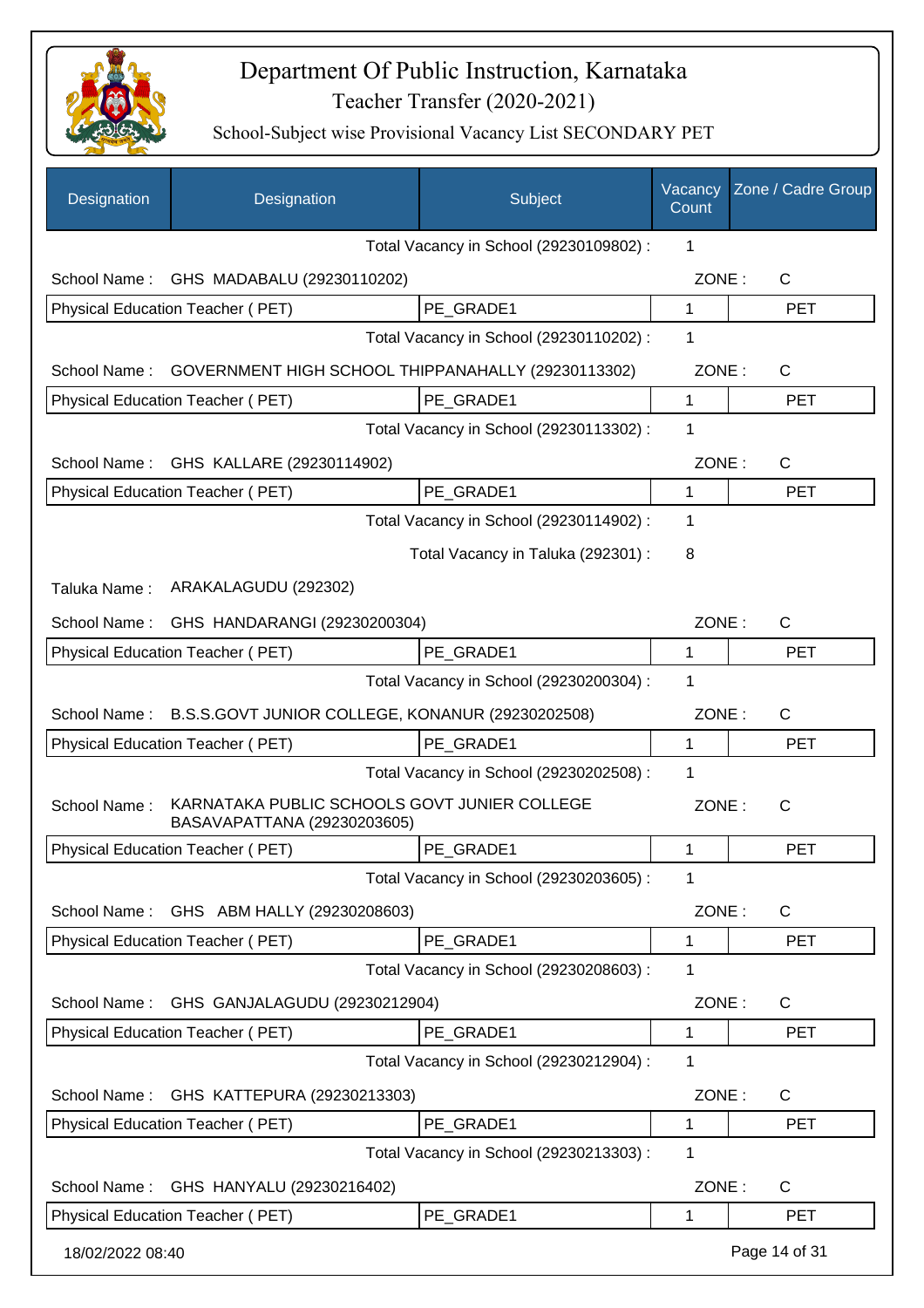# Department Of Public Instruction, Karnataka

## Teacher Transfer (2020-2021)

### School-Subject wise Provisional Vacancy List SECONDARY PET

| Designation | Designation | Subject | Vacancy Count | Zone / Cadre Group |
|---|---|---|---|---|
| | | Total Vacancy in School (29230109802) : | 1 | |
| School Name : | GHS MADABALU (29230110202) | | ZONE : | C |
| Physical Education Teacher ( PET) | | PE_GRADE1 | 1 | PET |
| | | Total Vacancy in School (29230110202) : | 1 | |
| School Name : | GOVERNMENT HIGH SCHOOL THIPPANAHALLY (29230113302) | | ZONE : | C |
| Physical Education Teacher ( PET) | | PE_GRADE1 | 1 | PET |
| | | Total Vacancy in School (29230113302) : | 1 | |
| School Name : | GHS KALLARE (29230114902) | | ZONE : | C |
| Physical Education Teacher ( PET) | | PE_GRADE1 | 1 | PET |
| | | Total Vacancy in School (29230114902) : | 1 | |
| | | Total Vacancy in Taluka (292301) : | 8 | |
| Taluka Name : | ARAKALAGUDU (292302) | | | |
| School Name : | GHS HANDARANGI (29230200304) | | ZONE : | C |
| Physical Education Teacher ( PET) | | PE_GRADE1 | 1 | PET |
| | | Total Vacancy in School (29230200304) : | 1 | |
| School Name : | B.S.S.GOVT JUNIOR COLLEGE, KONANUR (29230202508) | | ZONE : | C |
| Physical Education Teacher ( PET) | | PE_GRADE1 | 1 | PET |
| | | Total Vacancy in School (29230202508) : | 1 | |
| School Name : | KARNATAKA PUBLIC SCHOOLS GOVT JUNIER COLLEGE BASAVAPATTANA (29230203605) | | ZONE : | C |
| Physical Education Teacher ( PET) | | PE_GRADE1 | 1 | PET |
| | | Total Vacancy in School (29230203605) : | 1 | |
| School Name : | GHS ABM HALLY (29230208603) | | ZONE : | C |
| Physical Education Teacher ( PET) | | PE_GRADE1 | 1 | PET |
| | | Total Vacancy in School (29230208603) : | 1 | |
| School Name : | GHS GANJALAGUDU (29230212904) | | ZONE : | C |
| Physical Education Teacher ( PET) | | PE_GRADE1 | 1 | PET |
| | | Total Vacancy in School (29230212904) : | 1 | |
| School Name : | GHS KATTEPURA (29230213303) | | ZONE : | C |
| Physical Education Teacher ( PET) | | PE_GRADE1 | 1 | PET |
| | | Total Vacancy in School (29230213303) : | 1 | |
| School Name : | GHS HANYALU (29230216402) | | ZONE : | C |
| Physical Education Teacher ( PET) | | PE_GRADE1 | 1 | PET |

18/02/2022 08:40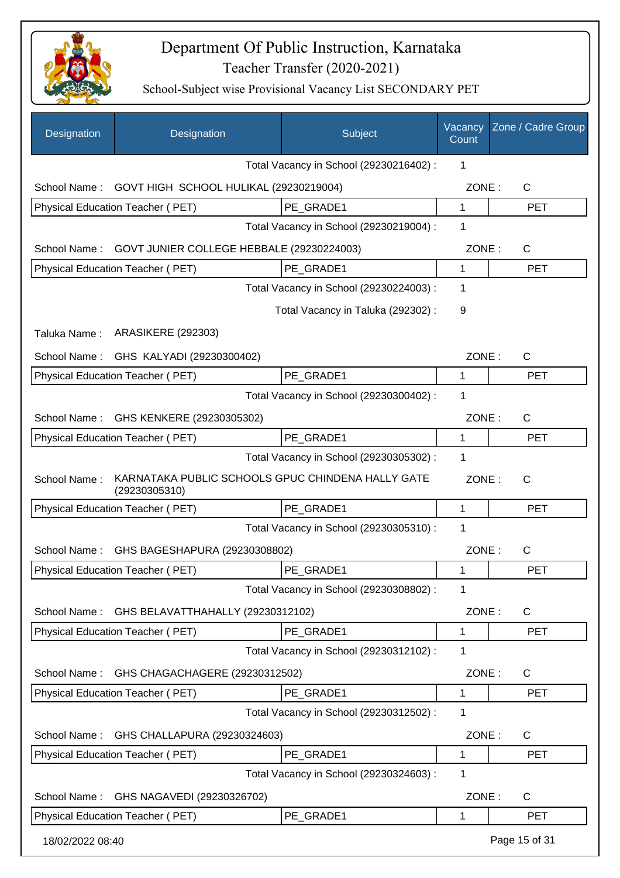# Department Of Public Instruction, Karnataka
## Teacher Transfer (2020-2021)
### School-Subject wise Provisional Vacancy List SECONDARY PET

| Designation | Designation | Subject | Vacancy Count | Zone / Cadre Group |
|---|---|---|---|---|
| | | Total Vacancy in School (29230216402) : | 1 | |
| School Name : | GOVT HIGH SCHOOL HULIKAL (29230219004) | | ZONE : | C |
| Physical Education Teacher ( PET) | | PE_GRADE1 | 1 | PET |
| | | Total Vacancy in School (29230219004) : | 1 | |
| School Name : | GOVT JUNIER COLLEGE HEBBALE (29230224003) | | ZONE : | C |
| Physical Education Teacher ( PET) | | PE_GRADE1 | 1 | PET |
| | | Total Vacancy in School (29230224003) : | 1 | |
| | | Total Vacancy in Taluka (292302) : | 9 | |
| Taluka Name : | ARASIKERE (292303) | | | |
| School Name : | GHS KALYADI (29230300402) | | ZONE : | C |
| Physical Education Teacher ( PET) | | PE_GRADE1 | 1 | PET |
| | | Total Vacancy in School (29230300402) : | 1 | |
| School Name : | GHS KENKERE (29230305302) | | ZONE : | C |
| Physical Education Teacher ( PET) | | PE_GRADE1 | 1 | PET |
| | | Total Vacancy in School (29230305302) : | 1 | |
| School Name : | KARNATAKA PUBLIC SCHOOLS GPUC CHINDENA HALLY GATE (29230305310) | | ZONE : | C |
| Physical Education Teacher ( PET) | | PE_GRADE1 | 1 | PET |
| | | Total Vacancy in School (29230305310) : | 1 | |
| School Name : | GHS BAGESHAPURA (29230308802) | | ZONE : | C |
| Physical Education Teacher ( PET) | | PE_GRADE1 | 1 | PET |
| | | Total Vacancy in School (29230308802) : | 1 | |
| School Name : | GHS BELAVATTHAHALLY (29230312102) | | ZONE : | C |
| Physical Education Teacher ( PET) | | PE_GRADE1 | 1 | PET |
| | | Total Vacancy in School (29230312102) : | 1 | |
| School Name : | GHS CHAGACHAGERE (29230312502) | | ZONE : | C |
| Physical Education Teacher ( PET) | | PE_GRADE1 | 1 | PET |
| | | Total Vacancy in School (29230312502) : | 1 | |
| School Name : | GHS CHALLAPURA (29230324603) | | ZONE : | C |
| Physical Education Teacher ( PET) | | PE_GRADE1 | 1 | PET |
| | | Total Vacancy in School (29230324603) : | 1 | |
| School Name : | GHS NAGAVEDI (29230326702) | | ZONE : | C |
| Physical Education Teacher ( PET) | | PE_GRADE1 | 1 | PET |

18/02/2022 08:40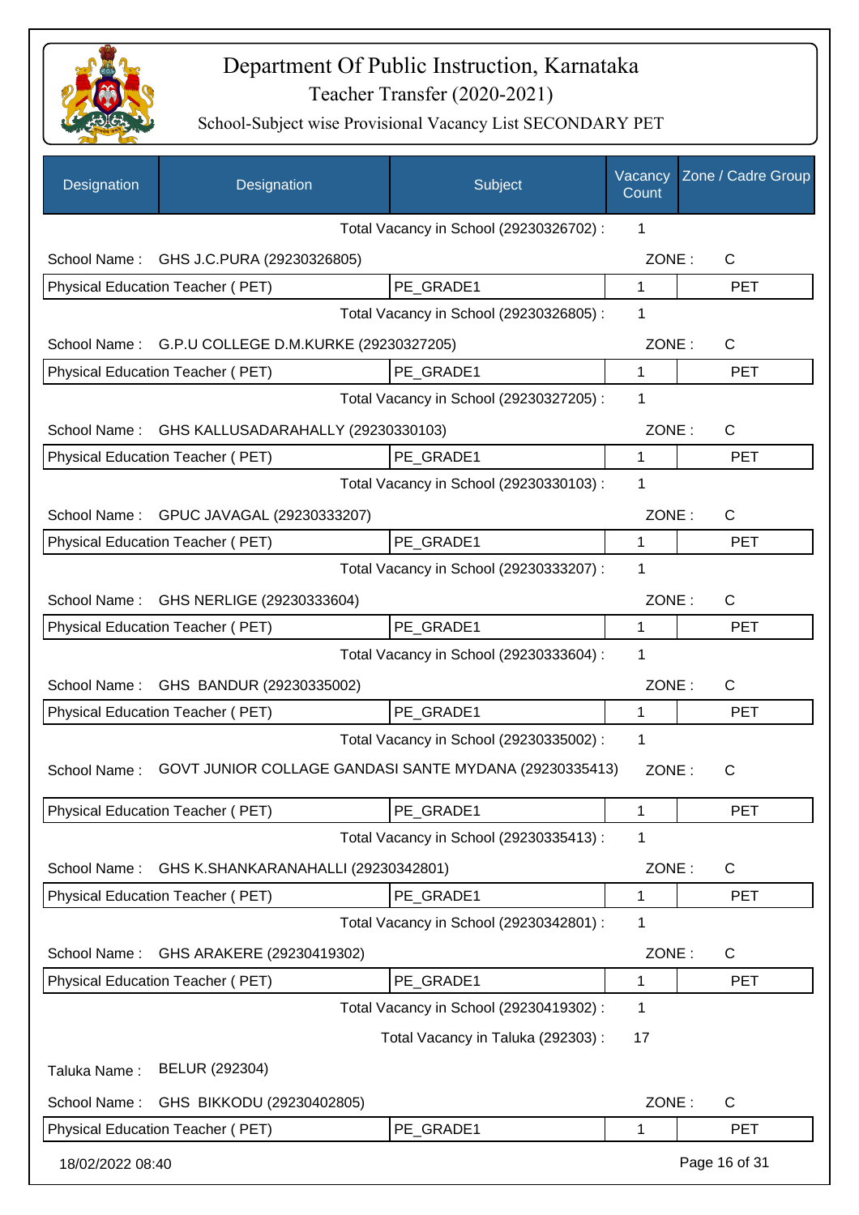# Department Of Public Instruction, Karnataka

## Teacher Transfer (2020-2021)

### School-Subject wise Provisional Vacancy List SECONDARY PET

| Designation | Designation | Subject | Vacancy Count | Zone / Cadre Group |
|---|---|---|---|---|
| | | Total Vacancy in School (29230326702) : | 1 | |
| School Name : | GHS J.C.PURA (29230326805) | | ZONE : | C |
| Physical Education Teacher ( PET) | | PE_GRADE1 | 1 | PET |
| | | Total Vacancy in School (29230326805) : | 1 | |
| School Name : | G.P.U COLLEGE D.M.KURKE (29230327205) | | ZONE : | C |
| Physical Education Teacher ( PET) | | PE_GRADE1 | 1 | PET |
| | | Total Vacancy in School (29230327205) : | 1 | |
| School Name : | GHS KALLUSADARAHALLY (29230330103) | | ZONE : | C |
| Physical Education Teacher ( PET) | | PE_GRADE1 | 1 | PET |
| | | Total Vacancy in School (29230330103) : | 1 | |
| School Name : | GPUC JAVAGAL (29230333207) | | ZONE : | C |
| Physical Education Teacher ( PET) | | PE_GRADE1 | 1 | PET |
| | | Total Vacancy in School (29230333207) : | 1 | |
| School Name : | GHS NERLIGE (29230333604) | | ZONE : | C |
| Physical Education Teacher ( PET) | | PE_GRADE1 | 1 | PET |
| | | Total Vacancy in School (29230333604) : | 1 | |
| School Name : | GHS BANDUR (29230335002) | | ZONE : | C |
| Physical Education Teacher ( PET) | | PE_GRADE1 | 1 | PET |
| | | Total Vacancy in School (29230335002) : | 1 | |
| School Name : | GOVT JUNIOR COLLAGE GANDASI SANTE MYDANA (29230335413) | | ZONE : | C |
| Physical Education Teacher ( PET) | | PE_GRADE1 | 1 | PET |
| | | Total Vacancy in School (29230335413) : | 1 | |
| School Name : | GHS K.SHANKARANAHALLI (29230342801) | | ZONE : | C |
| Physical Education Teacher ( PET) | | PE_GRADE1 | 1 | PET |
| | | Total Vacancy in School (29230342801) : | 1 | |
| School Name : | GHS ARAKERE (29230419302) | | ZONE : | C |
| Physical Education Teacher ( PET) | | PE_GRADE1 | 1 | PET |
| | | Total Vacancy in School (29230419302) : | 1 | |
| | | Total Vacancy in Taluka (292303) : | 17 | |
| Taluka Name : | BELUR (292304) | | | |
| School Name : | GHS BIKKODU (29230402805) | | ZONE : | C |
| Physical Education Teacher ( PET) | | PE_GRADE1 | 1 | PET |

18/02/2022 08:40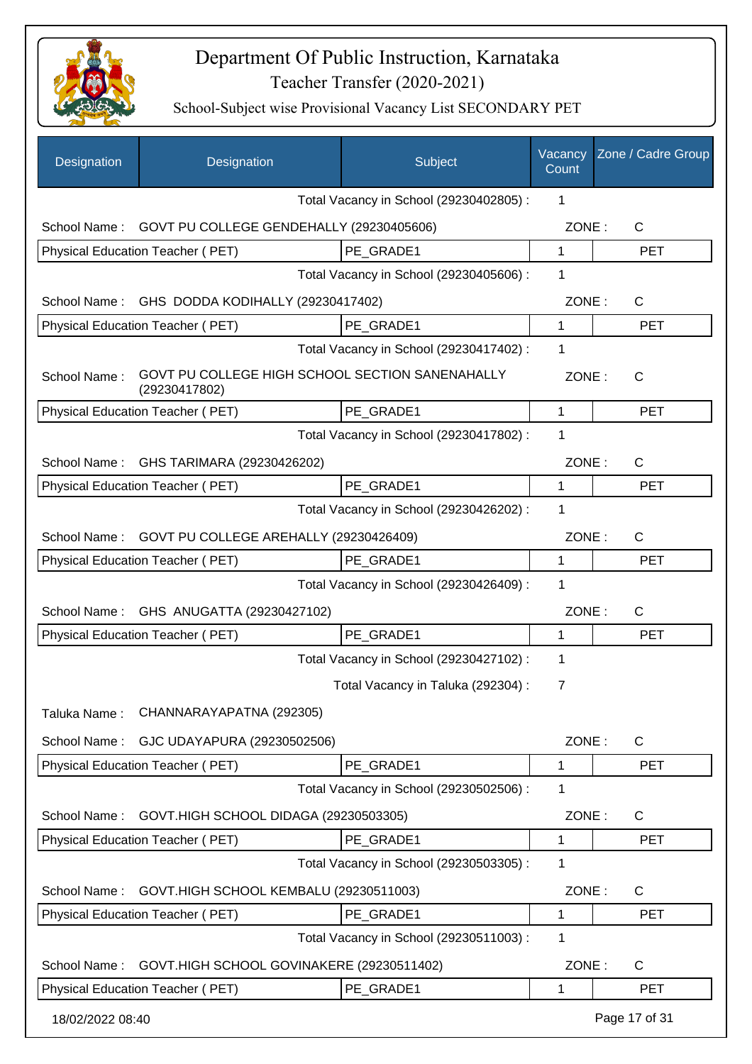# Department Of Public Instruction, Karnataka

Teacher Transfer (2020-2021)

School-Subject wise Provisional Vacancy List SECONDARY PET

| Designation | Designation | Subject | Vacancy Count | Zone / Cadre Group |
|---|---|---|---|---|
| | | Total Vacancy in School (29230402805) : | 1 | |
| School Name : | GOVT PU COLLEGE GENDEHALLY (29230405606) | | ZONE : | C |
| Physical Education Teacher ( PET) | | PE_GRADE1 | 1 | PET |
| | | Total Vacancy in School (29230405606) : | 1 | |
| School Name : | GHS DODDA KODIHALLY (29230417402) | | ZONE : | C |
| Physical Education Teacher ( PET) | | PE_GRADE1 | 1 | PET |
| | | Total Vacancy in School (29230417402) : | 1 | |
| School Name : | GOVT PU COLLEGE HIGH SCHOOL SECTION SANENAHALLY (29230417802) | | ZONE : | C |
| Physical Education Teacher ( PET) | | PE_GRADE1 | 1 | PET |
| | | Total Vacancy in School (29230417802) : | 1 | |
| School Name : | GHS TARIMARA (29230426202) | | ZONE : | C |
| Physical Education Teacher ( PET) | | PE_GRADE1 | 1 | PET |
| | | Total Vacancy in School (29230426202) : | 1 | |
| School Name : | GOVT PU COLLEGE AREHALLY (29230426409) | | ZONE : | C |
| Physical Education Teacher ( PET) | | PE_GRADE1 | 1 | PET |
| | | Total Vacancy in School (29230426409) : | 1 | |
| School Name : | GHS ANUGATTA (29230427102) | | ZONE : | C |
| Physical Education Teacher ( PET) | | PE_GRADE1 | 1 | PET |
| | | Total Vacancy in School (29230427102) : | 1 | |
| | | Total Vacancy in Taluka (292304) : | 7 | |
| Taluka Name : | CHANNARAYAPATNA (292305) | | | |
| School Name : | GJC UDAYAPURA (29230502506) | | ZONE : | C |
| Physical Education Teacher ( PET) | | PE_GRADE1 | 1 | PET |
| | | Total Vacancy in School (29230502506) : | 1 | |
| School Name : | GOVT.HIGH SCHOOL DIDAGA (29230503305) | | ZONE : | C |
| Physical Education Teacher ( PET) | | PE_GRADE1 | 1 | PET |
| | | Total Vacancy in School (29230503305) : | 1 | |
| School Name : | GOVT.HIGH SCHOOL KEMBALU (29230511003) | | ZONE : | C |
| Physical Education Teacher ( PET) | | PE_GRADE1 | 1 | PET |
| | | Total Vacancy in School (29230511003) : | 1 | |
| School Name : | GOVT.HIGH SCHOOL GOVINAKERE (29230511402) | | ZONE : | C |
| Physical Education Teacher ( PET) | | PE_GRADE1 | 1 | PET |

18/02/2022 08:40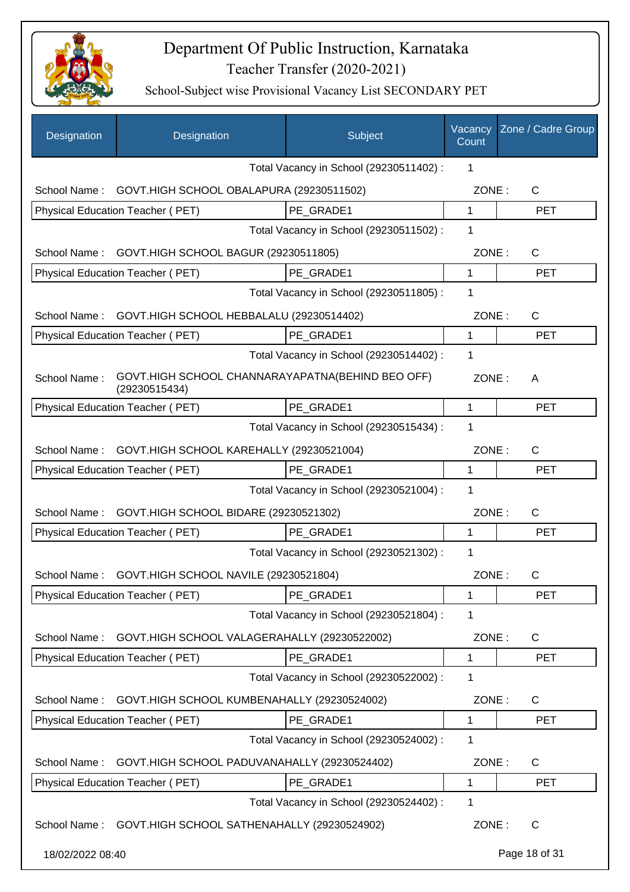# Department Of Public Instruction, Karnataka

## Teacher Transfer (2020-2021)

### School-Subject wise Provisional Vacancy List SECONDARY PET

| Designation | Designation | Subject | Vacancy Count | Zone / Cadre Group |
|---|---|---|---|---|
| | | Total Vacancy in School (29230511402) : | 1 | |
| School Name : | GOVT.HIGH SCHOOL OBALAPURA (29230511502) | | ZONE : | C |
| Physical Education Teacher ( PET) | | PE_GRADE1 | 1 | PET |
| | | Total Vacancy in School (29230511502) : | 1 | |
| School Name : | GOVT.HIGH SCHOOL BAGUR (29230511805) | | ZONE : | C |
| Physical Education Teacher ( PET) | | PE_GRADE1 | 1 | PET |
| | | Total Vacancy in School (29230511805) : | 1 | |
| School Name : | GOVT.HIGH SCHOOL HEBBALALU (29230514402) | | ZONE : | C |
| Physical Education Teacher ( PET) | | PE_GRADE1 | 1 | PET |
| | | Total Vacancy in School (29230514402) : | 1 | |
| School Name : | GOVT.HIGH SCHOOL CHANNARAYAPATNA(BEHIND BEO OFF) (29230515434) | | ZONE : | A |
| Physical Education Teacher ( PET) | | PE_GRADE1 | 1 | PET |
| | | Total Vacancy in School (29230515434) : | 1 | |
| School Name : | GOVT.HIGH SCHOOL KAREHALLY (29230521004) | | ZONE : | C |
| Physical Education Teacher ( PET) | | PE_GRADE1 | 1 | PET |
| | | Total Vacancy in School (29230521004) : | 1 | |
| School Name : | GOVT.HIGH SCHOOL BIDARE (29230521302) | | ZONE : | C |
| Physical Education Teacher ( PET) | | PE_GRADE1 | 1 | PET |
| | | Total Vacancy in School (29230521302) : | 1 | |
| School Name : | GOVT.HIGH SCHOOL NAVILE (29230521804) | | ZONE : | C |
| Physical Education Teacher ( PET) | | PE_GRADE1 | 1 | PET |
| | | Total Vacancy in School (29230521804) : | 1 | |
| School Name : | GOVT.HIGH SCHOOL VALAGERAHALLY (29230522002) | | ZONE : | C |
| Physical Education Teacher ( PET) | | PE_GRADE1 | 1 | PET |
| | | Total Vacancy in School (29230522002) : | 1 | |
| School Name : | GOVT.HIGH SCHOOL KUMBENAHALLY (29230524002) | | ZONE : | C |
| Physical Education Teacher ( PET) | | PE_GRADE1 | 1 | PET |
| | | Total Vacancy in School (29230524002) : | 1 | |
| School Name : | GOVT.HIGH SCHOOL PADUVANAHALLY (29230524402) | | ZONE : | C |
| Physical Education Teacher ( PET) | | PE_GRADE1 | 1 | PET |
| | | Total Vacancy in School (29230524402) : | 1 | |
| School Name : | GOVT.HIGH SCHOOL SATHENAHALLY (29230524902) | | ZONE : | C |

18/02/2022 08:40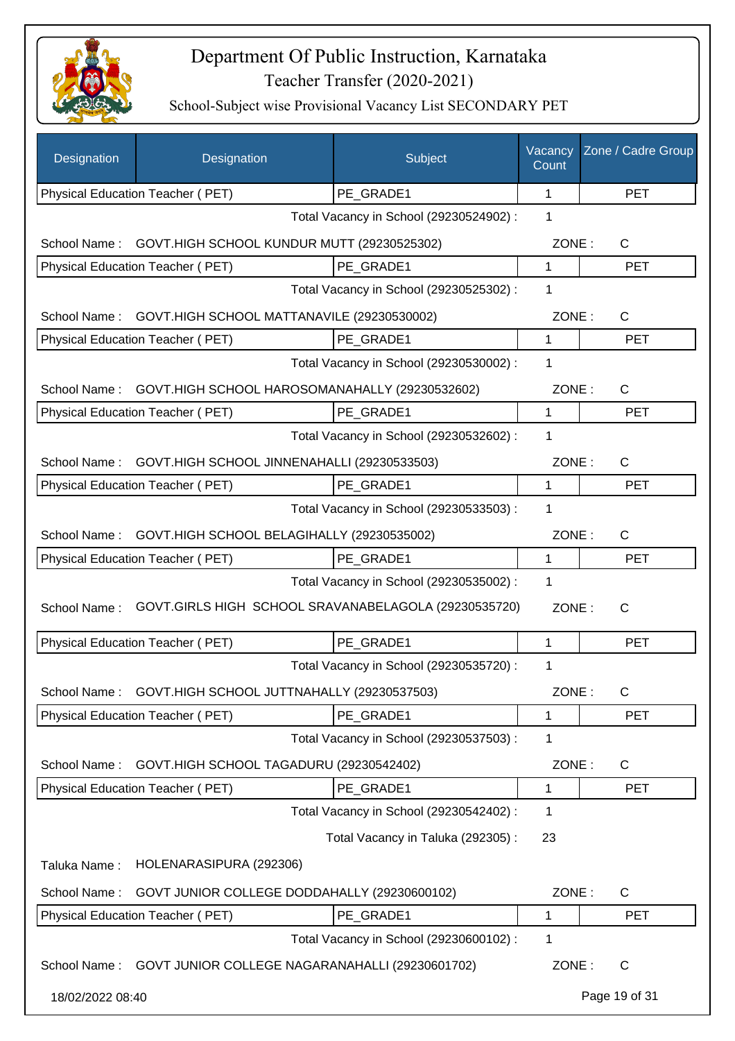# Department Of Public Instruction, Karnataka

Teacher Transfer (2020-2021)

School-Subject wise Provisional Vacancy List SECONDARY PET

| Designation | Designation | Subject | Vacancy Count | Zone / Cadre Group |
|---|---|---|---|---|
| Physical Education Teacher ( PET) | | PE_GRADE1 | 1 | PET |

Total Vacancy in School (29230524902) : 1

School Name : GOVT.HIGH SCHOOL KUNDUR MUTT (29230525302) ZONE : C

| Physical Education Teacher ( PET) | PE_GRADE1 | 1 | PET |
|---|---|---|---|

Total Vacancy in School (29230525302) : 1

School Name : GOVT.HIGH SCHOOL MATTANAVILE (29230530002) ZONE : C

| Physical Education Teacher ( PET) | PE_GRADE1 | 1 | PET |
|---|---|---|---|

Total Vacancy in School (29230530002) : 1

School Name : GOVT.HIGH SCHOOL HAROSOMANAHALLY (29230532602) ZONE : C

| Physical Education Teacher ( PET) | PE_GRADE1 | 1 | PET |
|---|---|---|---|

Total Vacancy in School (29230532602) : 1

School Name : GOVT.HIGH SCHOOL JINNENAHALLI (29230533503) ZONE : C

| Physical Education Teacher ( PET) | PE_GRADE1 | 1 | PET |
|---|---|---|---|

Total Vacancy in School (29230533503) : 1

School Name : GOVT.HIGH SCHOOL BELAGIHALLY (29230535002) ZONE : C

| Physical Education Teacher ( PET) | PE_GRADE1 | 1 | PET |
|---|---|---|---|

Total Vacancy in School (29230535002) : 1

School Name : GOVT.GIRLS HIGH SCHOOL SRAVANABELAGOLA (29230535720) ZONE : C

| Physical Education Teacher ( PET) | PE_GRADE1 | 1 | PET |
|---|---|---|---|

Total Vacancy in School (29230535720) : 1

School Name : GOVT.HIGH SCHOOL JUTTNAHALLY (29230537503) ZONE : C

| Physical Education Teacher ( PET) | PE_GRADE1 | 1 | PET |
|---|---|---|---|

Total Vacancy in School (29230537503) : 1

School Name : GOVT.HIGH SCHOOL TAGADURU (29230542402) ZONE : C

| Physical Education Teacher ( PET) | PE_GRADE1 | 1 | PET |
|---|---|---|---|

Total Vacancy in School (29230542402) : 1

Total Vacancy in Taluka (292305) : 23

Taluka Name : HOLENARASIPURA (292306)

School Name : GOVT JUNIOR COLLEGE DODDAHALLY (29230600102) ZONE : C

| Physical Education Teacher ( PET) | PE_GRADE1 | 1 | PET |
|---|---|---|---|

Total Vacancy in School (29230600102) : 1

School Name : GOVT JUNIOR COLLEGE NAGARANAHALLI (29230601702) ZONE : C

18/02/2022 08:40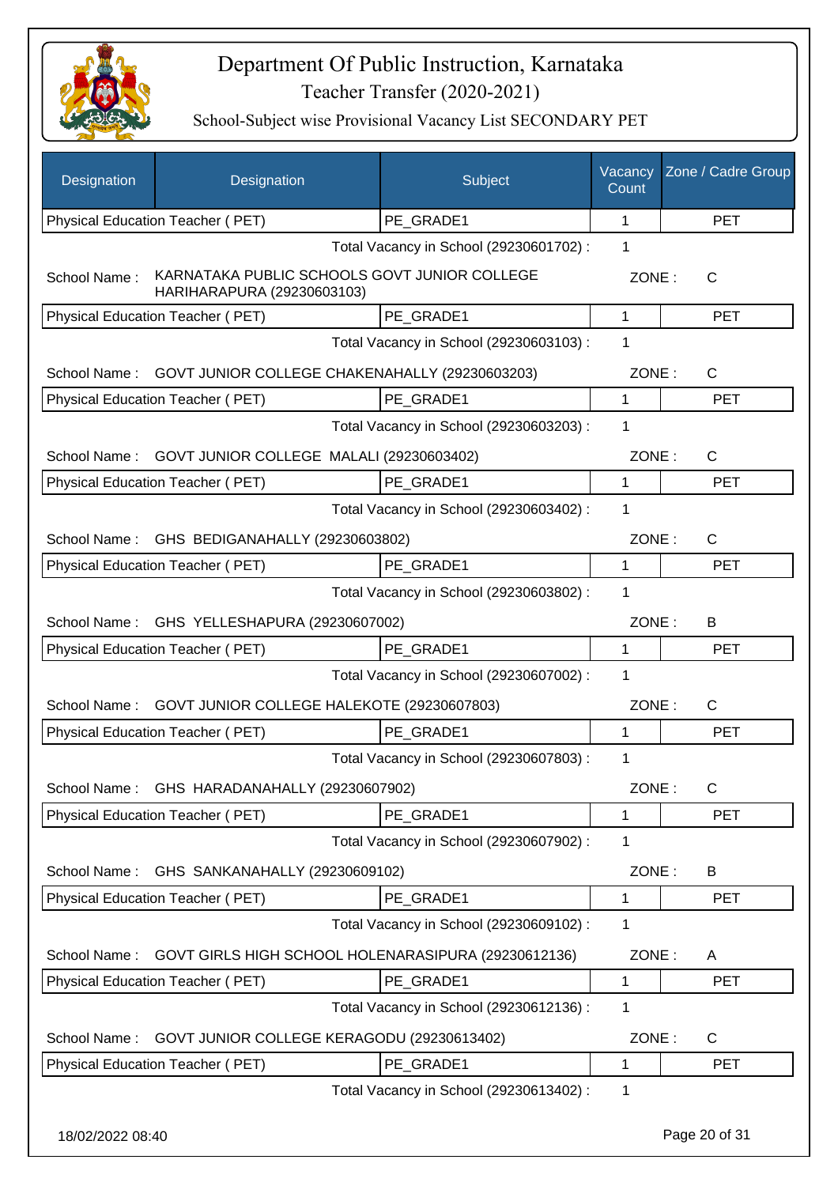# Department Of Public Instruction, Karnataka

## Teacher Transfer (2020-2021)

### School-Subject wise Provisional Vacancy List SECONDARY PET

| Designation | Designation | Subject | Vacancy Count | Zone / Cadre Group |
|---|---|---|---|---|
| Physical Education Teacher ( PET) | | PE_GRADE1 | 1 | PET |

Total Vacancy in School (29230601702) : 1

School Name : KARNATAKA PUBLIC SCHOOLS GOVT JUNIOR COLLEGE HARIHARAPURA (29230603103) ZONE : C

| Physical Education Teacher ( PET) | PE_GRADE1 | 1 | PET |
|---|---|---|---|

Total Vacancy in School (29230603103) : 1

School Name : GOVT JUNIOR COLLEGE CHAKENAHALLY (29230603203) ZONE : C

| Physical Education Teacher ( PET) | PE_GRADE1 | 1 | PET |
|---|---|---|---|

Total Vacancy in School (29230603203) : 1

School Name : GOVT JUNIOR COLLEGE MALALI (29230603402) ZONE : C

| Physical Education Teacher ( PET) | PE_GRADE1 | 1 | PET |
|---|---|---|---|

Total Vacancy in School (29230603402) : 1

School Name : GHS BEDIGANAHALLY (29230603802) ZONE : C

| Physical Education Teacher ( PET) | PE_GRADE1 | 1 | PET |
|---|---|---|---|

Total Vacancy in School (29230603802) : 1

School Name : GHS YELLESHAPURA (29230607002) ZONE : B

| Physical Education Teacher ( PET) | PE_GRADE1 | 1 | PET |
|---|---|---|---|

Total Vacancy in School (29230607002) : 1

School Name : GOVT JUNIOR COLLEGE HALEKOTE (29230607803) ZONE : C

| Physical Education Teacher ( PET) | PE_GRADE1 | 1 | PET |
|---|---|---|---|

Total Vacancy in School (29230607803) : 1

School Name : GHS HARADANAHALLY (29230607902) ZONE : C

| Physical Education Teacher ( PET) | PE_GRADE1 | 1 | PET |
|---|---|---|---|

Total Vacancy in School (29230607902) : 1

School Name : GHS SANKANAHALLY (29230609102) ZONE : B

| Physical Education Teacher ( PET) | PE_GRADE1 | 1 | PET |
|---|---|---|---|

Total Vacancy in School (29230609102) : 1

School Name : GOVT GIRLS HIGH SCHOOL HOLENARASIPURA (29230612136) ZONE : A

| Physical Education Teacher ( PET) | PE_GRADE1 | 1 | PET |
|---|---|---|---|

Total Vacancy in School (29230612136) : 1

School Name : GOVT JUNIOR COLLEGE KERAGODU (29230613402) ZONE : C

| Physical Education Teacher ( PET) | PE_GRADE1 | 1 | PET |
|---|---|---|---|

Total Vacancy in School (29230613402) : 1

18/02/2022 08:40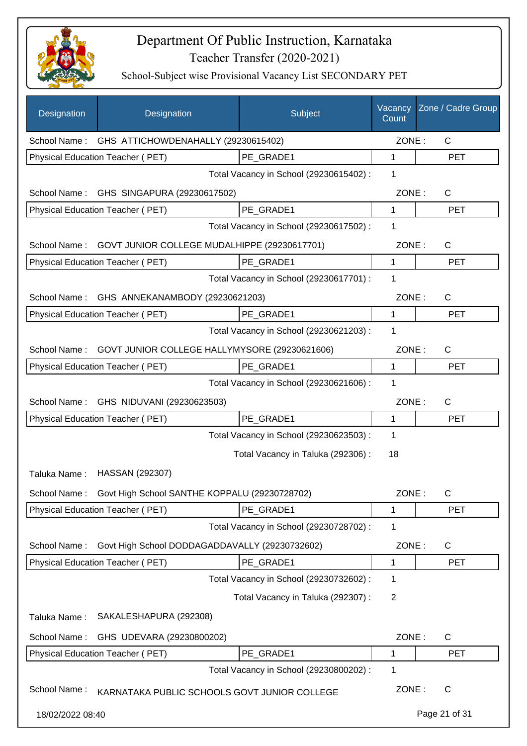# Department Of Public Instruction, Karnataka

## Teacher Transfer (2020-2021)

### School-Subject wise Provisional Vacancy List SECONDARY PET

| Designation | Designation | Subject | Vacancy Count | Zone / Cadre Group |
|---|---|---|---|---|
| School Name : | GHS ATTICHOWDENAHALLY (29230615402) | | ZONE : | C |
| Physical Education Teacher ( PET) | | PE_GRADE1 | 1 | PET |
| | | Total Vacancy in School (29230615402) : | 1 | |
| School Name : | GHS SINGAPURA (29230617502) | | ZONE : | C |
| Physical Education Teacher ( PET) | | PE_GRADE1 | 1 | PET |
| | | Total Vacancy in School (29230617502) : | 1 | |
| School Name : | GOVT JUNIOR COLLEGE MUDALHIPPE (29230617701) | | ZONE : | C |
| Physical Education Teacher ( PET) | | PE_GRADE1 | 1 | PET |
| | | Total Vacancy in School (29230617701) : | 1 | |
| School Name : | GHS ANNEKANAMBODY (29230621203) | | ZONE : | C |
| Physical Education Teacher ( PET) | | PE_GRADE1 | 1 | PET |
| | | Total Vacancy in School (29230621203) : | 1 | |
| School Name : | GOVT JUNIOR COLLEGE HALLYMYSORE (29230621606) | | ZONE : | C |
| Physical Education Teacher ( PET) | | PE_GRADE1 | 1 | PET |
| | | Total Vacancy in School (29230621606) : | 1 | |
| School Name : | GHS NIDUVANI (29230623503) | | ZONE : | C |
| Physical Education Teacher ( PET) | | PE_GRADE1 | 1 | PET |
| | | Total Vacancy in School (29230623503) : | 1 | |
| | | Total Vacancy in Taluka (292306) : | 18 | |
| Taluka Name : | HASSAN (292307) | | | |
| School Name : | Govt High School SANTHE KOPPALU (29230728702) | | ZONE : | C |
| Physical Education Teacher ( PET) | | PE_GRADE1 | 1 | PET |
| | | Total Vacancy in School (29230728702) : | 1 | |
| School Name : | Govt High School DODDAGADDAVALLY (29230732602) | | ZONE : | C |
| Physical Education Teacher ( PET) | | PE_GRADE1 | 1 | PET |
| | | Total Vacancy in School (29230732602) : | 1 | |
| | | Total Vacancy in Taluka (292307) : | 2 | |
| Taluka Name : | SAKALESHAPURA (292308) | | | |
| School Name : | GHS UDEVARA (29230800202) | | ZONE : | C |
| Physical Education Teacher ( PET) | | PE_GRADE1 | 1 | PET |
| | | Total Vacancy in School (29230800202) : | 1 | |
| School Name : | KARNATAKA PUBLIC SCHOOLS GOVT JUNIOR COLLEGE | | ZONE : | C |

18/02/2022 08:40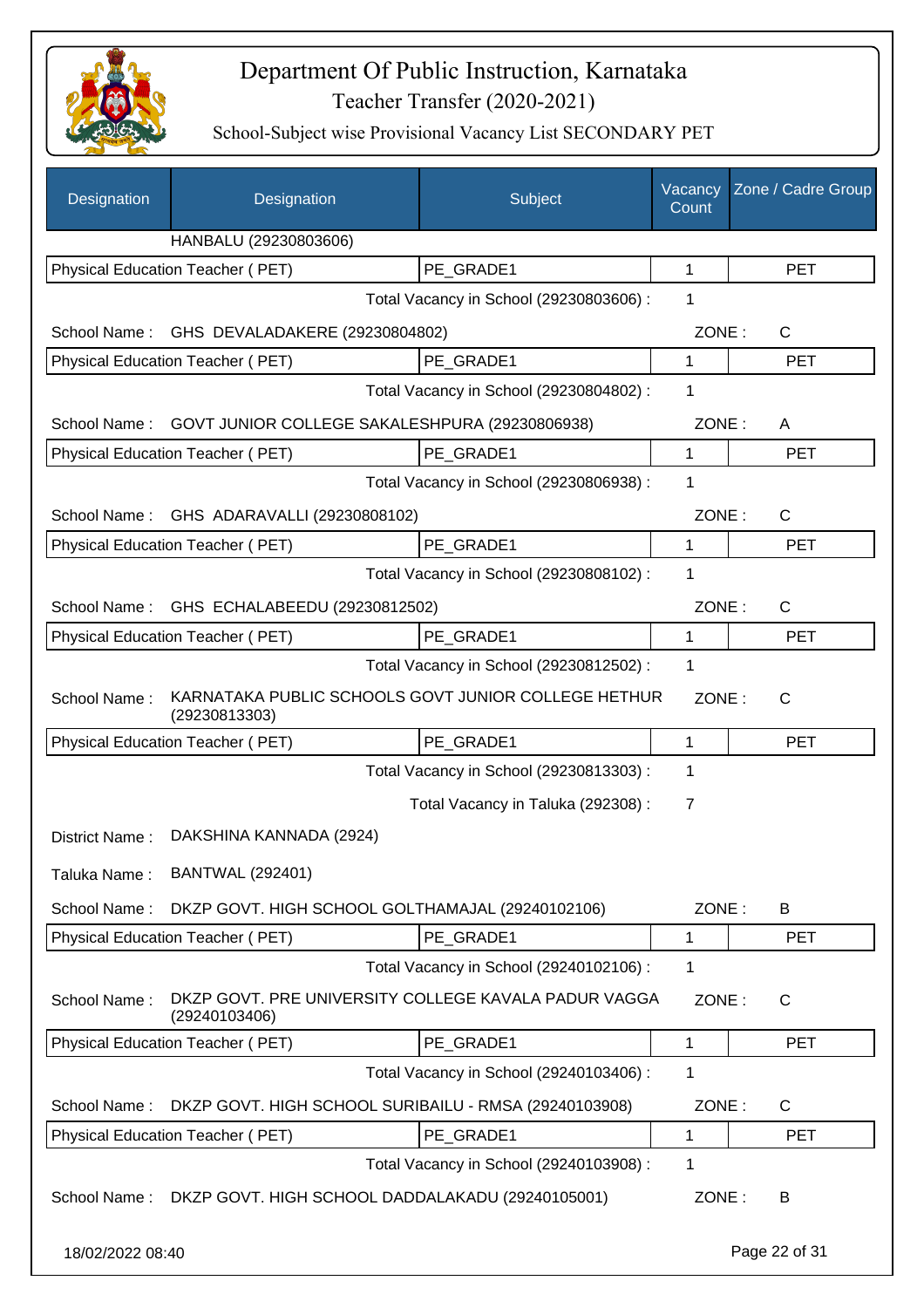# Department Of Public Instruction, Karnataka

## Teacher Transfer (2020-2021)

### School-Subject wise Provisional Vacancy List SECONDARY PET

| Designation | Designation | Subject | Vacancy Count | Zone / Cadre Group |
|---|---|---|---|---|
| | HANBALU (29230803606) | | | |
| Physical Education Teacher ( PET) | | PE_GRADE1 | 1 | PET |
| | | Total Vacancy in School (29230803606) : | 1 | |
| School Name : | GHS DEVALADAKERE (29230804802) | | ZONE : | C |
| Physical Education Teacher ( PET) | | PE_GRADE1 | 1 | PET |
| | | Total Vacancy in School (29230804802) : | 1 | |
| School Name : | GOVT JUNIOR COLLEGE SAKALESHPURA (29230806938) | | ZONE : | A |
| Physical Education Teacher ( PET) | | PE_GRADE1 | 1 | PET |
| | | Total Vacancy in School (29230806938) : | 1 | |
| School Name : | GHS ADARAVALLI (29230808102) | | ZONE : | C |
| Physical Education Teacher ( PET) | | PE_GRADE1 | 1 | PET |
| | | Total Vacancy in School (29230808102) : | 1 | |
| School Name : | GHS ECHALABEEDU (29230812502) | | ZONE : | C |
| Physical Education Teacher ( PET) | | PE_GRADE1 | 1 | PET |
| | | Total Vacancy in School (29230812502) : | 1 | |
| School Name : | KARNATAKA PUBLIC SCHOOLS GOVT JUNIOR COLLEGE HETHUR (29230813303) | | ZONE : | C |
| Physical Education Teacher ( PET) | | PE_GRADE1 | 1 | PET |
| | | Total Vacancy in School (29230813303) : | 1 | |
| | | Total Vacancy in Taluka (292308) : | 7 | |
| District Name : | DAKSHINA KANNADA (2924) | | | |
| Taluka Name : | BANTWAL (292401) | | | |
| School Name : | DKZP GOVT. HIGH SCHOOL GOLTHAMAJAL (29240102106) | | ZONE : | B |
| Physical Education Teacher ( PET) | | PE_GRADE1 | 1 | PET |
| | | Total Vacancy in School (29240102106) : | 1 | |
| School Name : | DKZP GOVT. PRE UNIVERSITY COLLEGE KAVALA PADUR VAGGA (29240103406) | | ZONE : | C |
| Physical Education Teacher ( PET) | | PE_GRADE1 | 1 | PET |
| | | Total Vacancy in School (29240103406) : | 1 | |
| School Name : | DKZP GOVT. HIGH SCHOOL SURIBAILU - RMSA (29240103908) | | ZONE : | C |
| Physical Education Teacher ( PET) | | PE_GRADE1 | 1 | PET |
| | | Total Vacancy in School (29240103908) : | 1 | |
| School Name : | DKZP GOVT. HIGH SCHOOL DADDALAKADU (29240105001) | | ZONE : | B |

18/02/2022 08:40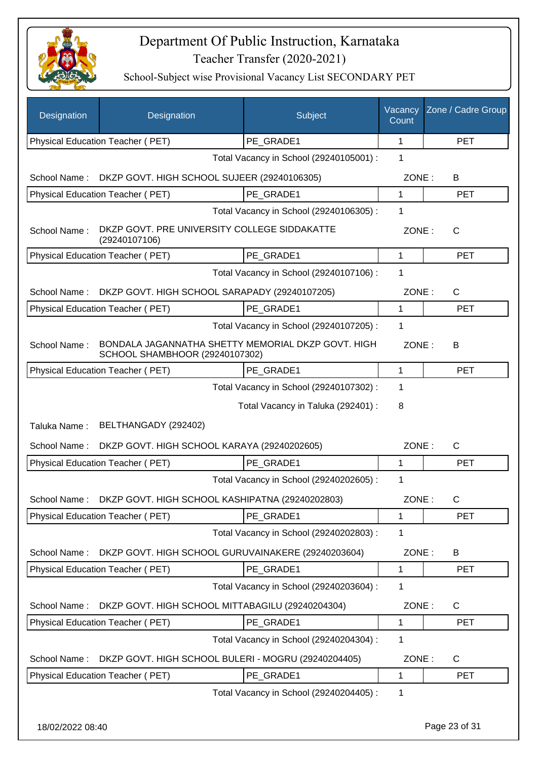# Department Of Public Instruction, Karnataka

Teacher Transfer (2020-2021)

School-Subject wise Provisional Vacancy List SECONDARY PET

| Designation | Designation | Subject | Vacancy Count | Zone / Cadre Group |
|---|---|---|---|---|
| Physical Education Teacher ( PET) | | PE_GRADE1 | 1 | PET |

Total Vacancy in School (29240105001) : 1

School Name : DKZP GOVT. HIGH SCHOOL SUJEER (29240106305) ZONE : B

| Physical Education Teacher ( PET) | PE_GRADE1 | 1 | PET |
|---|---|---|---|

Total Vacancy in School (29240106305) : 1

School Name : DKZP GOVT. PRE UNIVERSITY COLLEGE SIDDAKATTE (29240107106) ZONE : C

| Physical Education Teacher ( PET) | PE_GRADE1 | 1 | PET |
|---|---|---|---|

Total Vacancy in School (29240107106) : 1

School Name : DKZP GOVT. HIGH SCHOOL SARAPADY (29240107205) ZONE : C

| Physical Education Teacher ( PET) | PE_GRADE1 | 1 | PET |
|---|---|---|---|

Total Vacancy in School (29240107205) : 1

School Name : BONDALA JAGANNATHA SHETTY MEMORIAL DKZP GOVT. HIGH SCHOOL SHAMBHOOR (29240107302) ZONE : B

| Physical Education Teacher ( PET) | PE_GRADE1 | 1 | PET |
|---|---|---|---|

Total Vacancy in School (29240107302) : 1

Total Vacancy in Taluka (292401) : 8

Taluka Name : BELTHANGADY (292402)

School Name : DKZP GOVT. HIGH SCHOOL KARAYA (29240202605) ZONE : C

| Physical Education Teacher ( PET) | PE_GRADE1 | 1 | PET |
|---|---|---|---|

Total Vacancy in School (29240202605) : 1

School Name : DKZP GOVT. HIGH SCHOOL KASHIPATNA (29240202803) ZONE : C

| Physical Education Teacher ( PET) | PE_GRADE1 | 1 | PET |
|---|---|---|---|

Total Vacancy in School (29240202803) : 1

School Name : DKZP GOVT. HIGH SCHOOL GURUVAINAKERE (29240203604) ZONE : B

| Physical Education Teacher ( PET) | PE_GRADE1 | 1 | PET |
|---|---|---|---|

Total Vacancy in School (29240203604) : 1

School Name : DKZP GOVT. HIGH SCHOOL MITTABAGILU (29240204304) ZONE : C

| Physical Education Teacher ( PET) | PE_GRADE1 | 1 | PET |
|---|---|---|---|

Total Vacancy in School (29240204304) : 1

School Name : DKZP GOVT. HIGH SCHOOL BULERI - MOGRU (29240204405) ZONE : C

| Physical Education Teacher ( PET) | PE_GRADE1 | 1 | PET |
|---|---|---|---|

Total Vacancy in School (29240204405) : 1

18/02/2022 08:40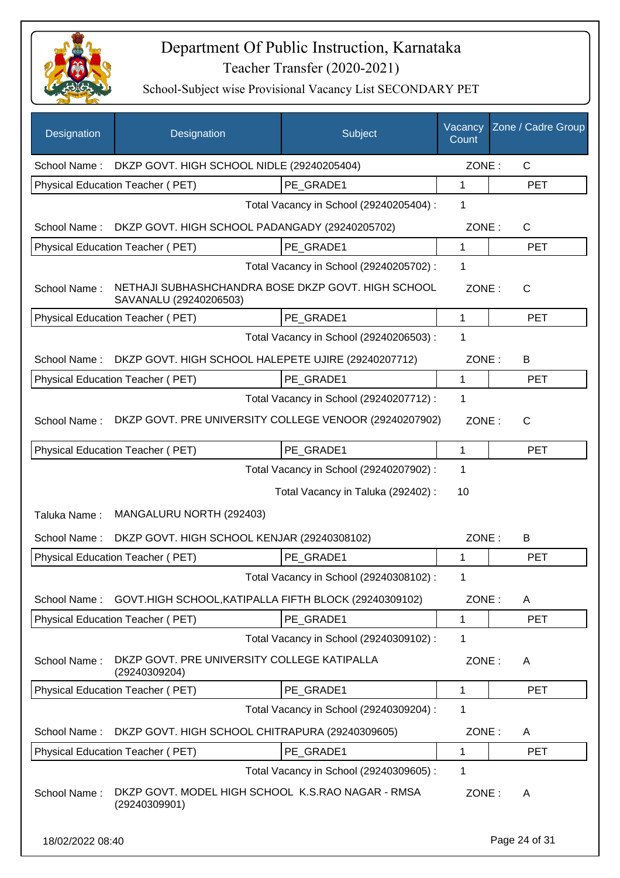# Department Of Public Instruction, Karnataka

Teacher Transfer (2020-2021)

School-Subject wise Provisional Vacancy List SECONDARY PET

| Designation | Designation | Subject | Vacancy Count | Zone / Cadre Group |
|---|---|---|---|---|
| School Name : | DKZP GOVT. HIGH SCHOOL NIDLE (29240205404) | | ZONE : | C |
| Physical Education Teacher ( PET) | | PE_GRADE1 | 1 | PET |
| | | Total Vacancy in School (29240205404) : | 1 | |
| School Name : | DKZP GOVT. HIGH SCHOOL PADANGADY (29240205702) | | ZONE : | C |
| Physical Education Teacher ( PET) | | PE_GRADE1 | 1 | PET |
| | | Total Vacancy in School (29240205702) : | 1 | |
| School Name : | NETHAJI SUBHASHCHANDRA BOSE DKZP GOVT. HIGH SCHOOL SAVANALU (29240206503) | | ZONE : | C |
| Physical Education Teacher ( PET) | | PE_GRADE1 | 1 | PET |
| | | Total Vacancy in School (29240206503) : | 1 | |
| School Name : | DKZP GOVT. HIGH SCHOOL HALEPETE UJIRE (29240207712) | | ZONE : | B |
| Physical Education Teacher ( PET) | | PE_GRADE1 | 1 | PET |
| | | Total Vacancy in School (29240207712) : | 1 | |
| School Name : | DKZP GOVT. PRE UNIVERSITY COLLEGE VENOOR (29240207902) | | ZONE : | C |
| Physical Education Teacher ( PET) | | PE_GRADE1 | 1 | PET |
| | | Total Vacancy in School (29240207902) : | 1 | |
| | | Total Vacancy in Taluka (292402) : | 10 | |
| Taluka Name : | MANGALURU NORTH (292403) | | | |
| School Name : | DKZP GOVT. HIGH SCHOOL KENJAR (29240308102) | | ZONE : | B |
| Physical Education Teacher ( PET) | | PE_GRADE1 | 1 | PET |
| | | Total Vacancy in School (29240308102) : | 1 | |
| School Name : | GOVT.HIGH SCHOOL,KATIPALLA FIFTH BLOCK (29240309102) | | ZONE : | A |
| Physical Education Teacher ( PET) | | PE_GRADE1 | 1 | PET |
| | | Total Vacancy in School (29240309102) : | 1 | |
| School Name : | DKZP GOVT. PRE UNIVERSITY COLLEGE KATIPALLA (29240309204) | | ZONE : | A |
| Physical Education Teacher ( PET) | | PE_GRADE1 | 1 | PET |
| | | Total Vacancy in School (29240309204) : | 1 | |
| School Name : | DKZP GOVT. HIGH SCHOOL CHITRAPURA (29240309605) | | ZONE : | A |
| Physical Education Teacher ( PET) | | PE_GRADE1 | 1 | PET |
| | | Total Vacancy in School (29240309605) : | 1 | |
| School Name : | DKZP GOVT. MODEL HIGH SCHOOL K.S.RAO NAGAR - RMSA (29240309901) | | ZONE : | A |

18/02/2022 08:40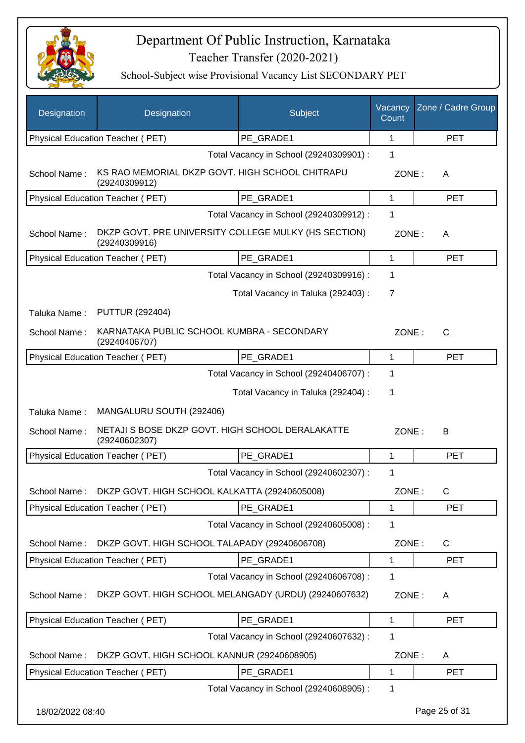# Department Of Public Instruction, Karnataka

## Teacher Transfer (2020-2021)

### School-Subject wise Provisional Vacancy List SECONDARY PET

| Designation | Designation | Subject | Vacancy Count | Zone / Cadre Group |
|---|---|---|---|---|
| Physical Education Teacher ( PET) | | PE_GRADE1 | 1 | PET |

Total Vacancy in School (29240309901) : 1

School Name : KS RAO MEMORIAL DKZP GOVT. HIGH SCHOOL CHITRAPU (29240309912) ZONE : A

| Physical Education Teacher ( PET) | PE_GRADE1 | 1 | PET |
|---|---|---|---|

Total Vacancy in School (29240309912) : 1

School Name : DKZP GOVT. PRE UNIVERSITY COLLEGE MULKY (HS SECTION) (29240309916) ZONE : A

| Physical Education Teacher ( PET) | PE_GRADE1 | 1 | PET |
|---|---|---|---|

Total Vacancy in School (29240309916) : 1

Total Vacancy in Taluka (292403) : 7

Taluka Name : PUTTUR (292404)

School Name : KARNATAKA PUBLIC SCHOOL KUMBRA - SECONDARY (29240406707) ZONE : C

| Physical Education Teacher ( PET) | PE_GRADE1 | 1 | PET |
|---|---|---|---|

Total Vacancy in School (29240406707) : 1

Total Vacancy in Taluka (292404) : 1

Taluka Name : MANGALURU SOUTH (292406)

School Name : NETAJI S BOSE DKZP GOVT. HIGH SCHOOL DERALAKATTE (29240602307) ZONE : B

| Physical Education Teacher ( PET) | PE_GRADE1 | 1 | PET |
|---|---|---|---|

Total Vacancy in School (29240602307) : 1

School Name : DKZP GOVT. HIGH SCHOOL KALKATTA (29240605008) ZONE : C

| Physical Education Teacher ( PET) | PE_GRADE1 | 1 | PET |
|---|---|---|---|

Total Vacancy in School (29240605008) : 1

School Name : DKZP GOVT. HIGH SCHOOL TALAPADY (29240606708) ZONE : C

| Physical Education Teacher ( PET) | PE_GRADE1 | 1 | PET |
|---|---|---|---|

Total Vacancy in School (29240606708) : 1

School Name : DKZP GOVT. HIGH SCHOOL MELANGADY (URDU) (29240607632) ZONE : A

| Physical Education Teacher ( PET) | PE_GRADE1 | 1 | PET |
|---|---|---|---|

Total Vacancy in School (29240607632) : 1

School Name : DKZP GOVT. HIGH SCHOOL KANNUR (29240608905) ZONE : A

| Physical Education Teacher ( PET) | PE_GRADE1 | 1 | PET |
|---|---|---|---|

Total Vacancy in School (29240608905) : 1

18/02/2022 08:40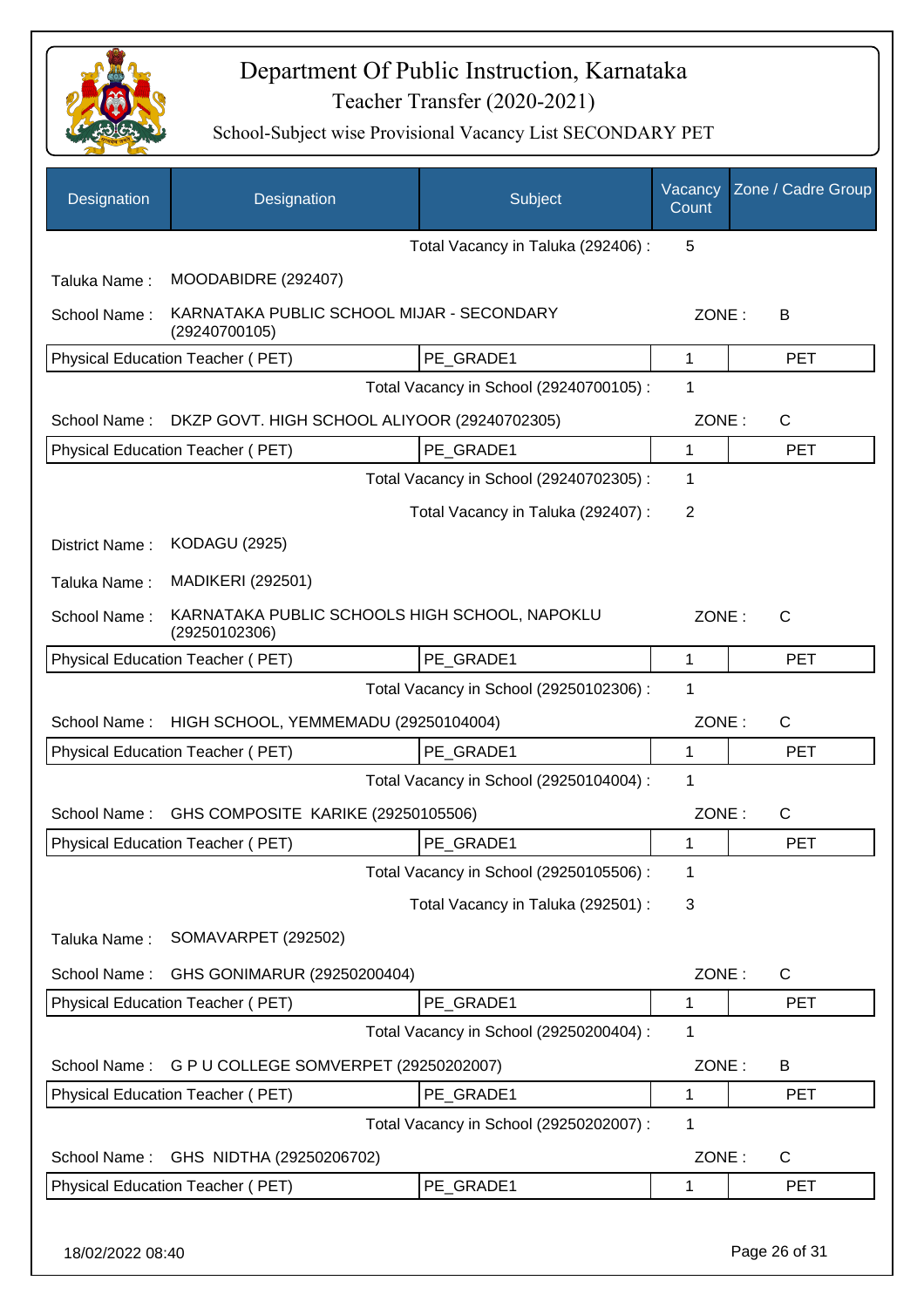# Department Of Public Instruction, Karnataka

## Teacher Transfer (2020-2021)

### School-Subject wise Provisional Vacancy List SECONDARY PET

| Designation | Designation | Subject | Vacancy Count | Zone / Cadre Group |
|---|---|---|---|---|
| | | Total Vacancy in Taluka (292406) : | 5 | |
| Taluka Name : | MOODABIDRE (292407) | | | |
| School Name : | KARNATAKA PUBLIC SCHOOL MIJAR - SECONDARY (29240700105) | | ZONE : | B |
| Physical Education Teacher ( PET) | | PE_GRADE1 | 1 | PET |
| | | Total Vacancy in School (29240700105) : | 1 | |
| School Name : | DKZP GOVT. HIGH SCHOOL ALIYOOR (29240702305) | | ZONE : | C |
| Physical Education Teacher ( PET) | | PE_GRADE1 | 1 | PET |
| | | Total Vacancy in School (29240702305) : | 1 | |
| | | Total Vacancy in Taluka (292407) : | 2 | |
| District Name : | KODAGU (2925) | | | |
| Taluka Name : | MADIKERI (292501) | | | |
| School Name : | KARNATAKA PUBLIC SCHOOLS HIGH SCHOOL, NAPOKLU (29250102306) | | ZONE : | C |
| Physical Education Teacher ( PET) | | PE_GRADE1 | 1 | PET |
| | | Total Vacancy in School (29250102306) : | 1 | |
| School Name : | HIGH SCHOOL, YEMMEMADU (29250104004) | | ZONE : | C |
| Physical Education Teacher ( PET) | | PE_GRADE1 | 1 | PET |
| | | Total Vacancy in School (29250104004) : | 1 | |
| School Name : | GHS COMPOSITE KARIKE (29250105506) | | ZONE : | C |
| Physical Education Teacher ( PET) | | PE_GRADE1 | 1 | PET |
| | | Total Vacancy in School (29250105506) : | 1 | |
| | | Total Vacancy in Taluka (292501) : | 3 | |
| Taluka Name : | SOMAVARPET (292502) | | | |
| School Name : | GHS GONIMARUR (29250200404) | | ZONE : | C |
| Physical Education Teacher ( PET) | | PE_GRADE1 | 1 | PET |
| | | Total Vacancy in School (29250200404) : | 1 | |
| School Name : | G P U COLLEGE SOMVERPET (29250202007) | | ZONE : | B |
| Physical Education Teacher ( PET) | | PE_GRADE1 | 1 | PET |
| | | Total Vacancy in School (29250202007) : | 1 | |
| School Name : | GHS NIDTHA (29250206702) | | ZONE : | C |
| Physical Education Teacher ( PET) | | PE_GRADE1 | 1 | PET |

18/02/2022 08:40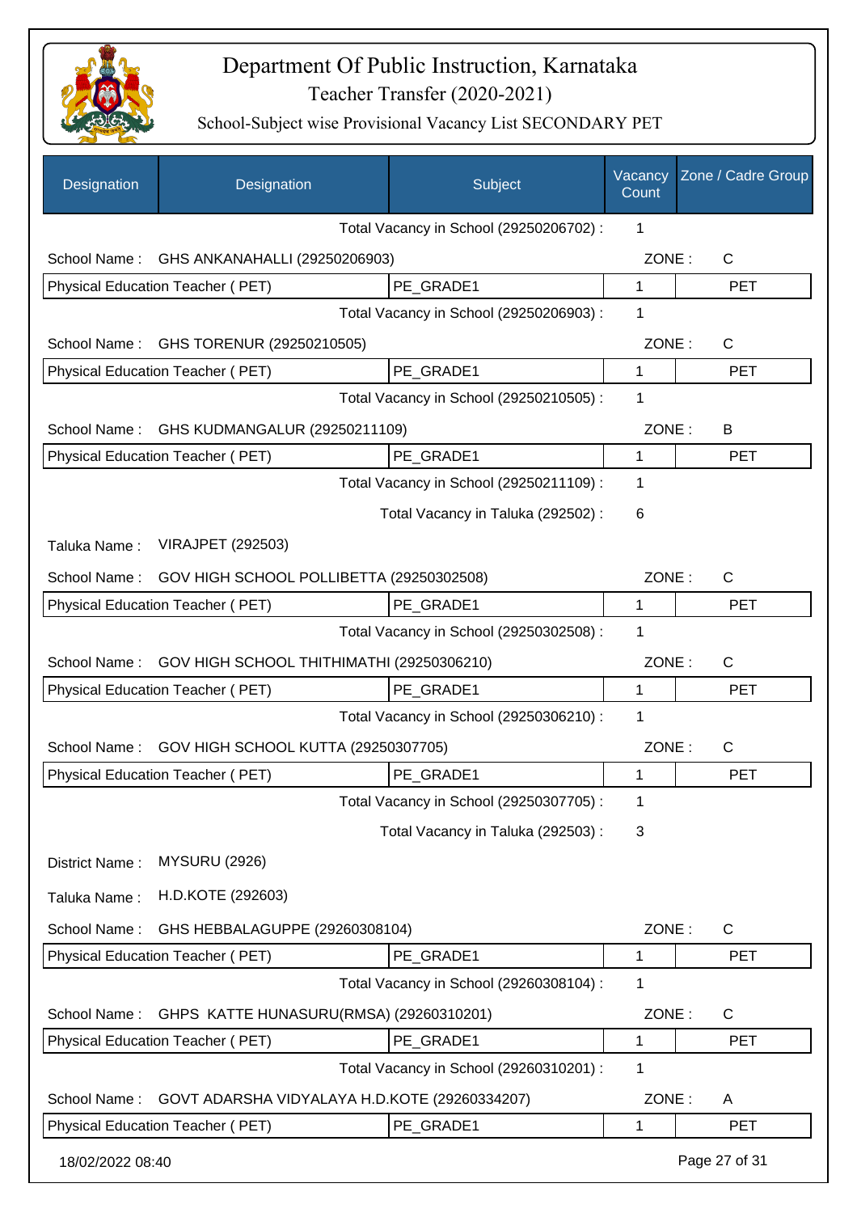# Department Of Public Instruction, Karnataka

## Teacher Transfer (2020-2021)

### School-Subject wise Provisional Vacancy List SECONDARY PET

| Designation | Designation | Subject | Vacancy Count | Zone / Cadre Group |
|---|---|---|---|---|
| | | Total Vacancy in School (29250206702) : | 1 | |
| School Name : | GHS ANKANAHALLI (29250206903) | | ZONE : | C |
| Physical Education Teacher ( PET) | | PE_GRADE1 | 1 | PET |
| | | Total Vacancy in School (29250206903) : | 1 | |
| School Name : | GHS TORENUR (29250210505) | | ZONE : | C |
| Physical Education Teacher ( PET) | | PE_GRADE1 | 1 | PET |
| | | Total Vacancy in School (29250210505) : | 1 | |
| School Name : | GHS KUDMANGALUR (29250211109) | | ZONE : | B |
| Physical Education Teacher ( PET) | | PE_GRADE1 | 1 | PET |
| | | Total Vacancy in School (29250211109) : | 1 | |
| | | Total Vacancy in Taluka (292502) : | 6 | |
| Taluka Name : | VIRAJPET (292503) | | | |
| School Name : | GOV HIGH SCHOOL POLLIBETTA (29250302508) | | ZONE : | C |
| Physical Education Teacher ( PET) | | PE_GRADE1 | 1 | PET |
| | | Total Vacancy in School (29250302508) : | 1 | |
| School Name : | GOV HIGH SCHOOL THITHIMATHI (29250306210) | | ZONE : | C |
| Physical Education Teacher ( PET) | | PE_GRADE1 | 1 | PET |
| | | Total Vacancy in School (29250306210) : | 1 | |
| School Name : | GOV HIGH SCHOOL KUTTA (29250307705) | | ZONE : | C |
| Physical Education Teacher ( PET) | | PE_GRADE1 | 1 | PET |
| | | Total Vacancy in School (29250307705) : | 1 | |
| | | Total Vacancy in Taluka (292503) : | 3 | |
| District Name : | MYSURU (2926) | | | |
| Taluka Name : | H.D.KOTE (292603) | | | |
| School Name : | GHS HEBBALAGUPPE (29260308104) | | ZONE : | C |
| Physical Education Teacher ( PET) | | PE_GRADE1 | 1 | PET |
| | | Total Vacancy in School (29260308104) : | 1 | |
| School Name : | GHPS KATTE HUNASURU(RMSA) (29260310201) | | ZONE : | C |
| Physical Education Teacher ( PET) | | PE_GRADE1 | 1 | PET |
| | | Total Vacancy in School (29260310201) : | 1 | |
| School Name : | GOVT ADARSHA VIDYALAYA H.D.KOTE (29260334207) | | ZONE : | A |
| Physical Education Teacher ( PET) | | PE_GRADE1 | 1 | PET |

18/02/2022 08:40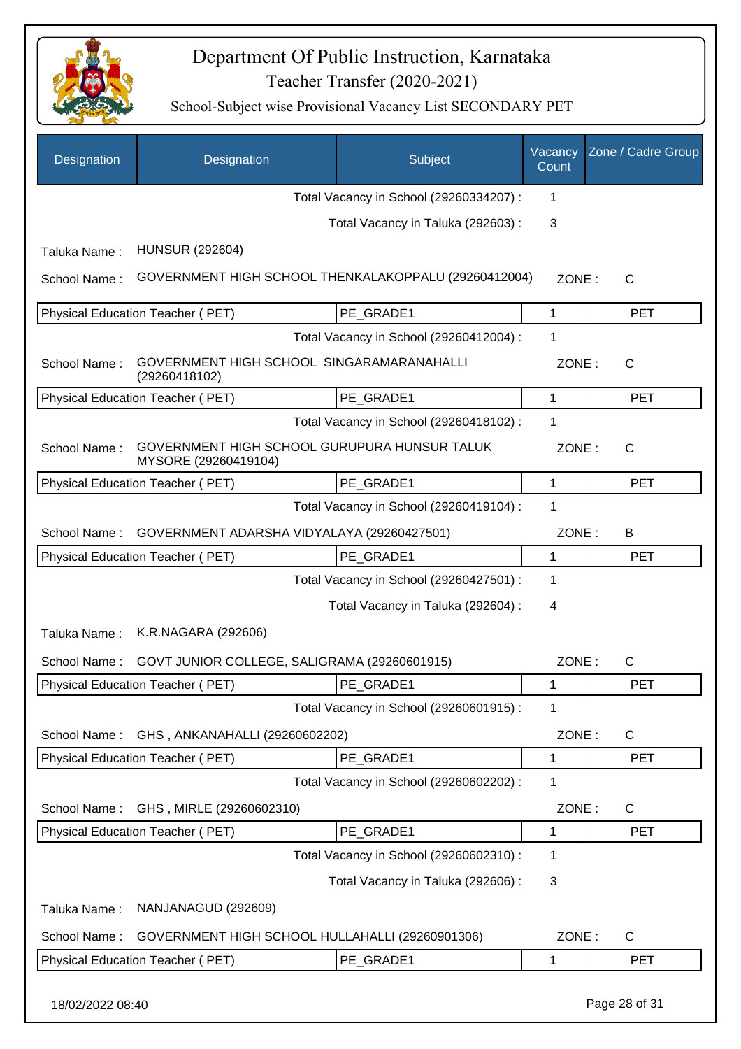# Department Of Public Instruction, Karnataka

Teacher Transfer (2020-2021)

School-Subject wise Provisional Vacancy List SECONDARY PET

| Designation | Designation | Subject | Vacancy Count | Zone / Cadre Group |
|---|---|---|---|---|
| | | Total Vacancy in School (29260334207) : | 1 | |
| | | Total Vacancy in Taluka (292603) : | 3 | |
| Taluka Name : | HUNSUR (292604) | | | |
| School Name : | GOVERNMENT HIGH SCHOOL THENKALAKOPPALU (29260412004) | | ZONE : | C |
| Physical Education Teacher ( PET) | | PE_GRADE1 | 1 | PET |
| | | Total Vacancy in School (29260412004) : | 1 | |
| School Name : | GOVERNMENT HIGH SCHOOL SINGARAMARANAHALLI (29260418102) | | ZONE : | C |
| Physical Education Teacher ( PET) | | PE_GRADE1 | 1 | PET |
| | | Total Vacancy in School (29260418102) : | 1 | |
| School Name : | GOVERNMENT HIGH SCHOOL GURUPURA HUNSUR TALUK MYSORE (29260419104) | | ZONE : | C |
| Physical Education Teacher ( PET) | | PE_GRADE1 | 1 | PET |
| | | Total Vacancy in School (29260419104) : | 1 | |
| School Name : | GOVERNMENT ADARSHA VIDYALAYA (29260427501) | | ZONE : | B |
| Physical Education Teacher ( PET) | | PE_GRADE1 | 1 | PET |
| | | Total Vacancy in School (29260427501) : | 1 | |
| | | Total Vacancy in Taluka (292604) : | 4 | |
| Taluka Name : | K.R.NAGARA (292606) | | | |
| School Name : | GOVT JUNIOR COLLEGE, SALIGRAMA (29260601915) | | ZONE : | C |
| Physical Education Teacher ( PET) | | PE_GRADE1 | 1 | PET |
| | | Total Vacancy in School (29260601915) : | 1 | |
| School Name : | GHS , ANKANAHALLI (29260602202) | | ZONE : | C |
| Physical Education Teacher ( PET) | | PE_GRADE1 | 1 | PET |
| | | Total Vacancy in School (29260602202) : | 1 | |
| School Name : | GHS , MIRLE (29260602310) | | ZONE : | C |
| Physical Education Teacher ( PET) | | PE_GRADE1 | 1 | PET |
| | | Total Vacancy in School (29260602310) : | 1 | |
| | | Total Vacancy in Taluka (292606) : | 3 | |
| Taluka Name : | NANJANAGUD (292609) | | | |
| School Name : | GOVERNMENT HIGH SCHOOL HULLAHALLI (29260901306) | | ZONE : | C |
| Physical Education Teacher ( PET) | | PE_GRADE1 | 1 | PET |

18/02/2022 08:40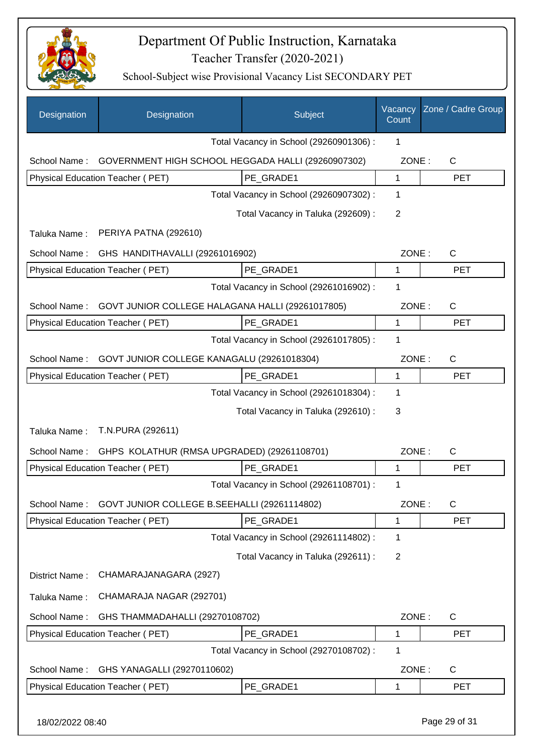# Department Of Public Instruction, Karnataka

## Teacher Transfer (2020-2021)

### School-Subject wise Provisional Vacancy List SECONDARY PET

| Designation | Designation | Subject | Vacancy Count | Zone / Cadre Group |
|---|---|---|---|---|
| | | Total Vacancy in School (29260901306) : | 1 | |
| School Name : | GOVERNMENT HIGH SCHOOL HEGGADA HALLI (29260907302) | | ZONE : | C |
| Physical Education Teacher ( PET) | | PE_GRADE1 | 1 | PET |
| | | Total Vacancy in School (29260907302) : | 1 | |
| | | Total Vacancy in Taluka (292609) : | 2 | |
| Taluka Name : | PERIYA PATNA (292610) | | | |
| School Name : | GHS HANDITHAVALLI (29261016902) | | ZONE : | C |
| Physical Education Teacher ( PET) | | PE_GRADE1 | 1 | PET |
| | | Total Vacancy in School (29261016902) : | 1 | |
| School Name : | GOVT JUNIOR COLLEGE HALAGANA HALLI (29261017805) | | ZONE : | C |
| Physical Education Teacher ( PET) | | PE_GRADE1 | 1 | PET |
| | | Total Vacancy in School (29261017805) : | 1 | |
| School Name : | GOVT JUNIOR COLLEGE KANAGALU (29261018304) | | ZONE : | C |
| Physical Education Teacher ( PET) | | PE_GRADE1 | 1 | PET |
| | | Total Vacancy in School (29261018304) : | 1 | |
| | | Total Vacancy in Taluka (292610) : | 3 | |
| Taluka Name : | T.N.PURA (292611) | | | |
| School Name : | GHPS KOLATHUR (RMSA UPGRADED) (29261108701) | | ZONE : | C |
| Physical Education Teacher ( PET) | | PE_GRADE1 | 1 | PET |
| | | Total Vacancy in School (29261108701) : | 1 | |
| School Name : | GOVT JUNIOR COLLEGE B.SEEHALLI (29261114802) | | ZONE : | C |
| Physical Education Teacher ( PET) | | PE_GRADE1 | 1 | PET |
| | | Total Vacancy in School (29261114802) : | 1 | |
| | | Total Vacancy in Taluka (292611) : | 2 | |
| District Name : | CHAMARAJANAGARA (2927) | | | |
| Taluka Name : | CHAMARAJA NAGAR (292701) | | | |
| School Name : | GHS THAMMADAHALLI (29270108702) | | ZONE : | C |
| Physical Education Teacher ( PET) | | PE_GRADE1 | 1 | PET |
| | | Total Vacancy in School (29270108702) : | 1 | |
| School Name : | GHS YANAGALLI (29270110602) | | ZONE : | C |
| Physical Education Teacher ( PET) | | PE_GRADE1 | 1 | PET |

18/02/2022 08:40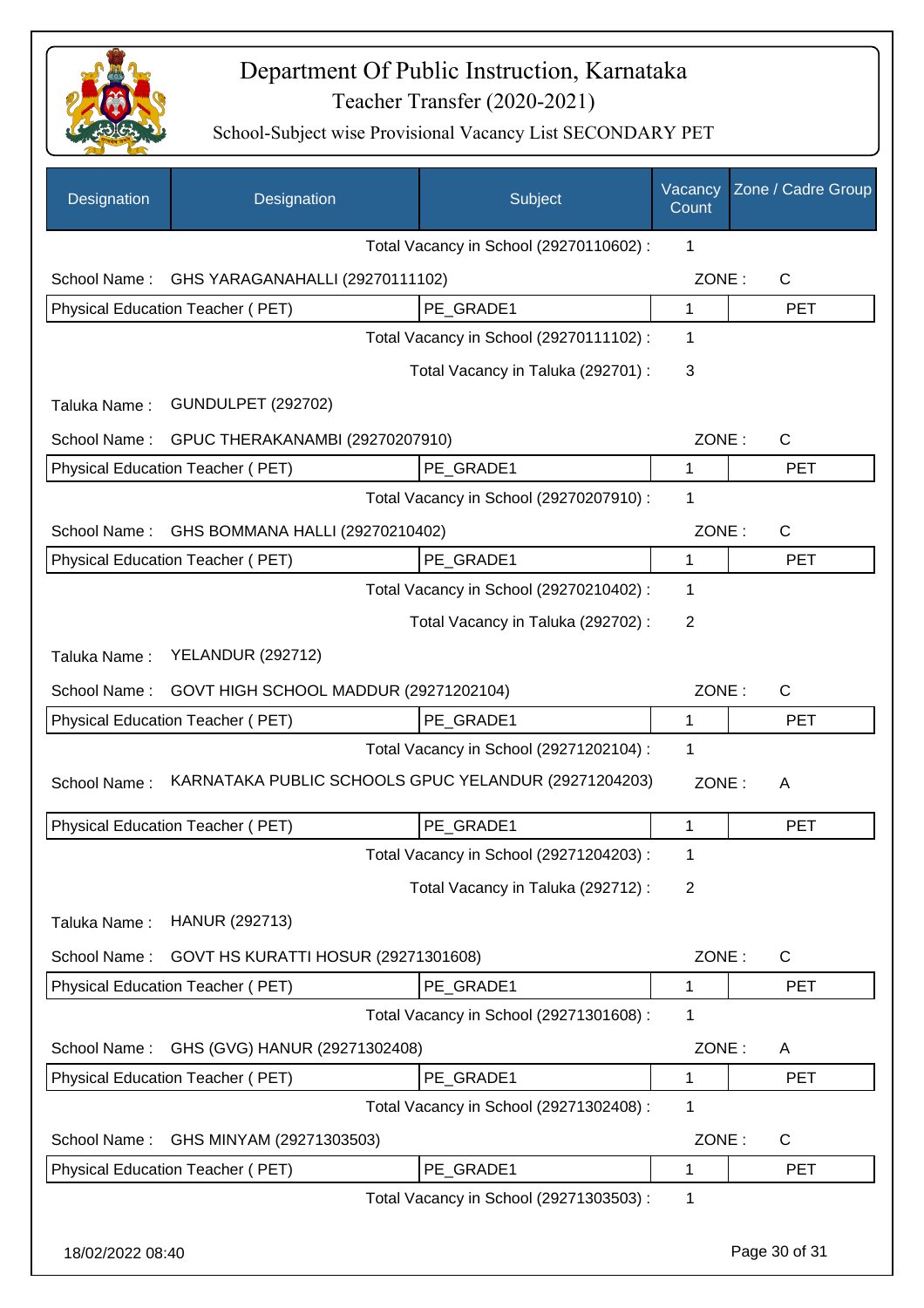# Department Of Public Instruction, Karnataka

## Teacher Transfer (2020-2021)

### School-Subject wise Provisional Vacancy List SECONDARY PET

| Designation | Designation | Subject | Vacancy Count | Zone / Cadre Group |
|---|---|---|---|---|
| | | Total Vacancy in School (29270110602) : | 1 | |
| School Name : | GHS YARAGANAHALLI (29270111102) | | ZONE : | C |
| Physical Education Teacher ( PET) | | PE_GRADE1 | 1 | PET |
| | | Total Vacancy in School (29270111102) : | 1 | |
| | | Total Vacancy in Taluka (292701) : | 3 | |
| Taluka Name : | GUNDULPET (292702) | | | |
| School Name : | GPUC THERAKANAMBI (29270207910) | | ZONE : | C |
| Physical Education Teacher ( PET) | | PE_GRADE1 | 1 | PET |
| | | Total Vacancy in School (29270207910) : | 1 | |
| School Name : | GHS BOMMANA HALLI (29270210402) | | ZONE : | C |
| Physical Education Teacher ( PET) | | PE_GRADE1 | 1 | PET |
| | | Total Vacancy in School (29270210402) : | 1 | |
| | | Total Vacancy in Taluka (292702) : | 2 | |
| Taluka Name : | YELANDUR (292712) | | | |
| School Name : | GOVT HIGH SCHOOL MADDUR (29271202104) | | ZONE : | C |
| Physical Education Teacher ( PET) | | PE_GRADE1 | 1 | PET |
| | | Total Vacancy in School (29271202104) : | 1 | |
| School Name : | KARNATAKA PUBLIC SCHOOLS GPUC YELANDUR (29271204203) | | ZONE : | A |
| Physical Education Teacher ( PET) | | PE_GRADE1 | 1 | PET |
| | | Total Vacancy in School (29271204203) : | 1 | |
| | | Total Vacancy in Taluka (292712) : | 2 | |
| Taluka Name : | HANUR (292713) | | | |
| School Name : | GOVT HS KURATTI HOSUR (29271301608) | | ZONE : | C |
| Physical Education Teacher ( PET) | | PE_GRADE1 | 1 | PET |
| | | Total Vacancy in School (29271301608) : | 1 | |
| School Name : | GHS (GVG) HANUR (29271302408) | | ZONE : | A |
| Physical Education Teacher ( PET) | | PE_GRADE1 | 1 | PET |
| | | Total Vacancy in School (29271302408) : | 1 | |
| School Name : | GHS MINYAM (29271303503) | | ZONE : | C |
| Physical Education Teacher ( PET) | | PE_GRADE1 | 1 | PET |
| | | Total Vacancy in School (29271303503) : | 1 | |

18/02/2022 08:40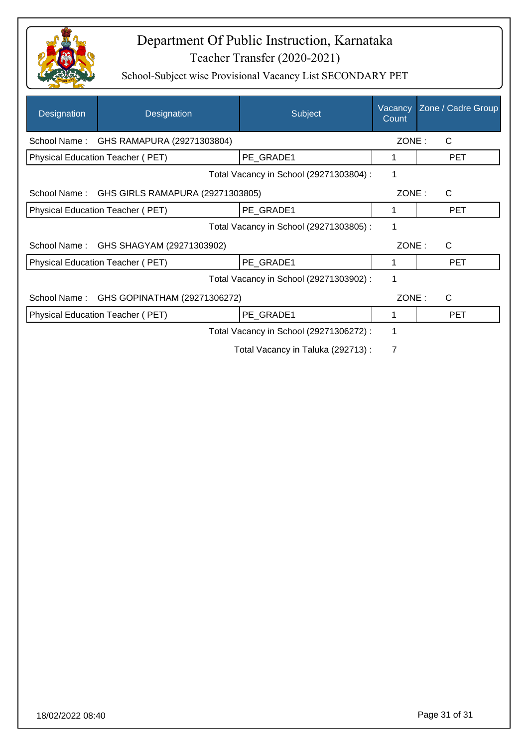# Department Of Public Instruction, Karnataka

## Teacher Transfer (2020-2021)

### School-Subject wise Provisional Vacancy List SECONDARY PET

| Designation | Designation | Subject | Vacancy Count | Zone / Cadre Group |
|---|---|---|---|---|
| School Name : | GHS RAMAPURA (29271303804) | | ZONE : | C |
| Physical Education Teacher ( PET) | | PE_GRADE1 | 1 | PET |
| | | Total Vacancy in School (29271303804) : | 1 | |
| School Name : | GHS GIRLS RAMAPURA (29271303805) | | ZONE : | C |
| Physical Education Teacher ( PET) | | PE_GRADE1 | 1 | PET |
| | | Total Vacancy in School (29271303805) : | 1 | |
| School Name : | GHS SHAGYAM (29271303902) | | ZONE : | C |
| Physical Education Teacher ( PET) | | PE_GRADE1 | 1 | PET |
| | | Total Vacancy in School (29271303902) : | 1 | |
| School Name : | GHS GOPINATHAM (29271306272) | | ZONE : | C |
| Physical Education Teacher ( PET) | | PE_GRADE1 | 1 | PET |
| | | Total Vacancy in School (29271306272) : | 1 | |
| | | Total Vacancy in Taluka (292713) : | 7 | |

18/02/2022 08:40